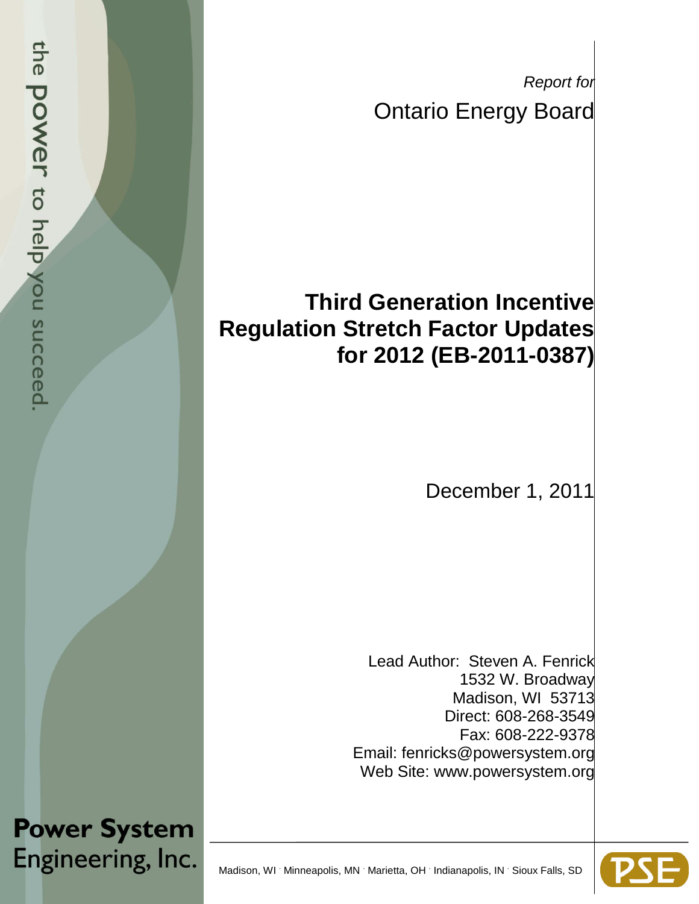*Report for*

Ontario Energy Board

# Third Generation Incentive Regulation Stretch Factor Updates for 2012 (EB-2011-0387)

December 1, 2011

Lead Author: Steven A. Fenrick
1532 W. Broadway
Madison, WI 53713
Direct: 608-268-3549
Fax: 608-222-9378
Email: fenricks@powersystem.org
Web Site: www.powersystem.org

the power to help you succeed.

**Power System Engineering, Inc.**

Madison, WI · Minneapolis, MN · Marietta, OH · Indianapolis, IN · Sioux Falls, SD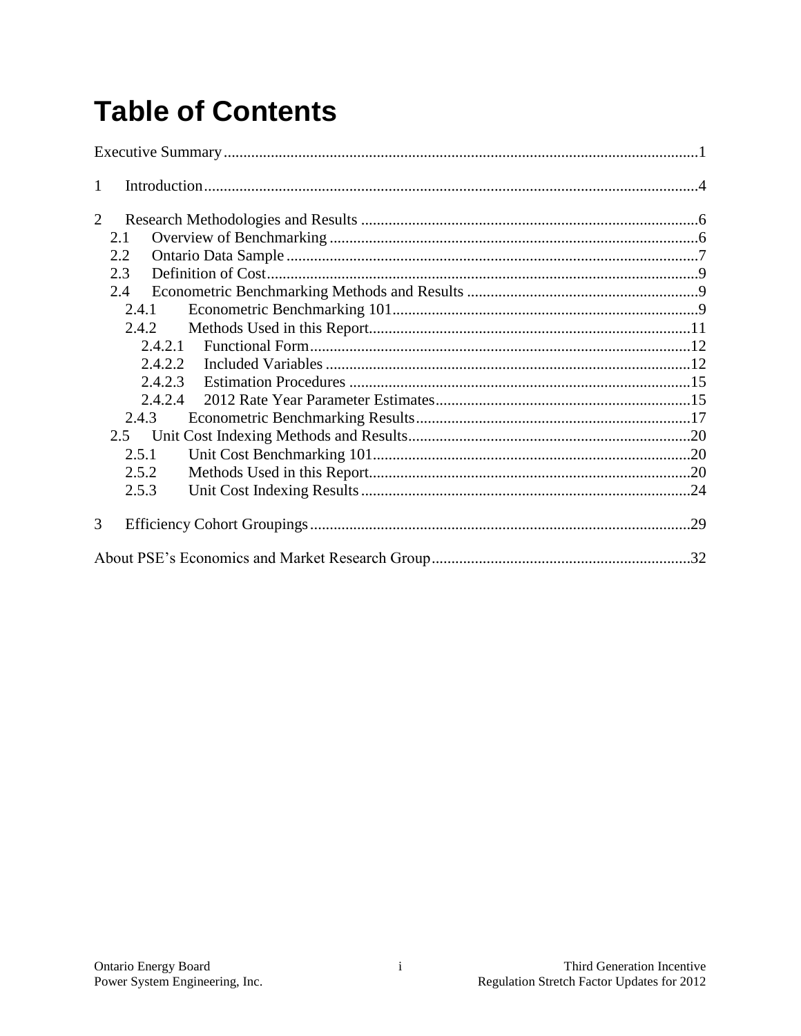# Table of Contents

Executive Summary ........................................................................................................................1

1 Introduction ............................................................................................................................4

2 Research Methodologies and Results .....................................................................................6
  2.1 Overview of Benchmarking .............................................................................................6
  2.2 Ontario Data Sample ........................................................................................................7
  2.3 Definition of Cost .............................................................................................................9
  2.4 Econometric Benchmarking Methods and Results ..........................................................9
    2.4.1 Econometric Benchmarking 101 .............................................................................9
    2.4.2 Methods Used in this Report .................................................................................11
      2.4.2.1 Functional Form .................................................................................12
      2.4.2.2 Included Variables .............................................................................12
      2.4.2.3 Estimation Procedures .......................................................................15
      2.4.2.4 2012 Rate Year Parameter Estimates .................................................15
    2.4.3 Econometric Benchmarking Results .....................................................................17
  2.5 Unit Cost Indexing Methods and Results .......................................................................20
    2.5.1 Unit Cost Benchmarking 101 ................................................................................20
    2.5.2 Methods Used in this Report .................................................................................20
    2.5.3 Unit Cost Indexing Results ...................................................................................24

3 Efficiency Cohort Groupings ................................................................................................29

About PSE's Economics and Market Research Group .................................................................32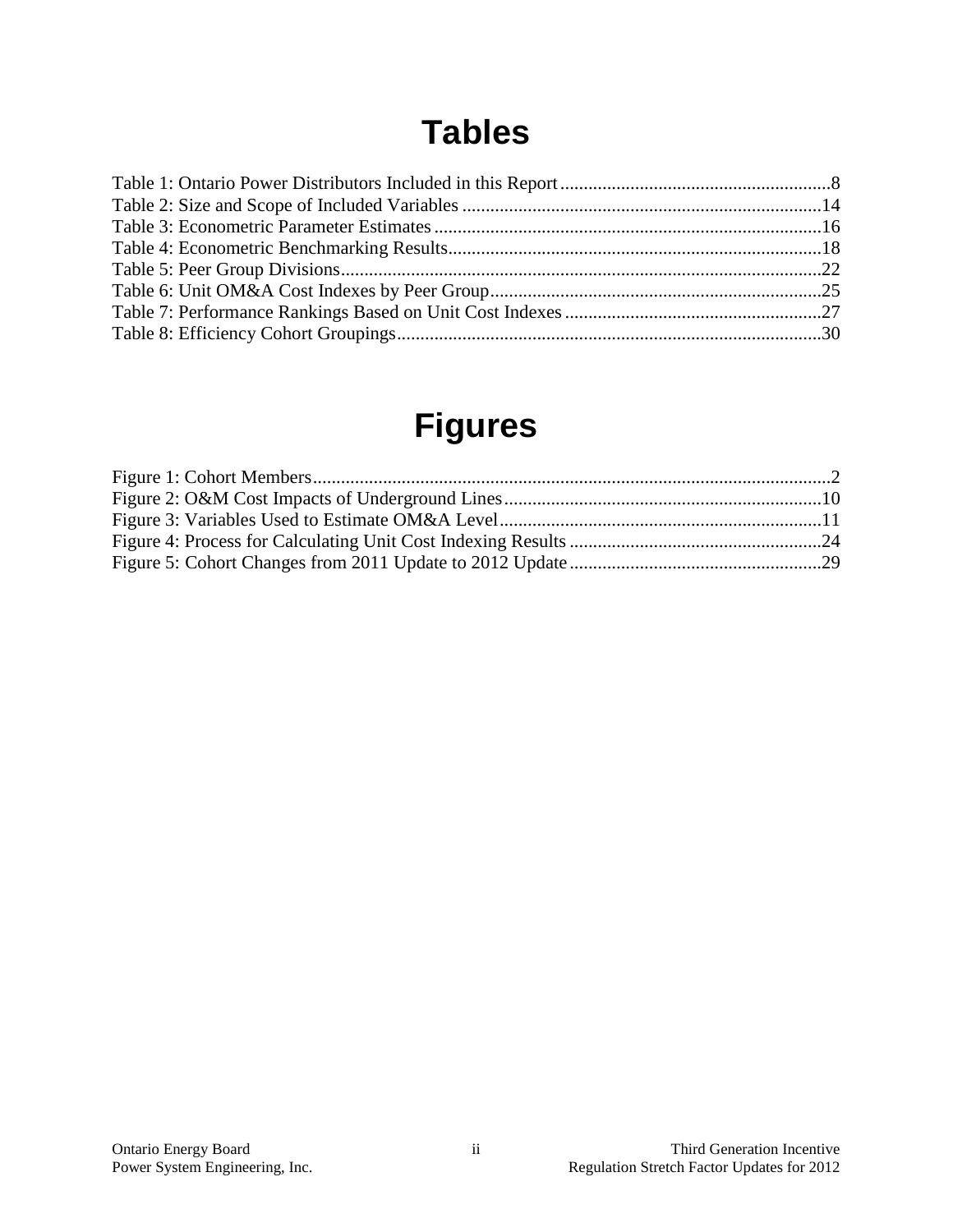# Tables

Table 1: Ontario Power Distributors Included in this Report ........................................................ 8
Table 2: Size and Scope of Included Variables ........................................................................... 14
Table 3: Econometric Parameter Estimates ................................................................................. 16
Table 4: Econometric Benchmarking Results............................................................................... 18
Table 5: Peer Group Divisions...................................................................................................... 22
Table 6: Unit OM&A Cost Indexes by Peer Group...................................................................... 25
Table 7: Performance Rankings Based on Unit Cost Indexes ...................................................... 27
Table 8: Efficiency Cohort Groupings.......................................................................................... 30

# Figures

Figure 1: Cohort Members.............................................................................................................. 2
Figure 2: O&M Cost Impacts of Underground Lines................................................................... 10
Figure 3: Variables Used to Estimate OM&A Level.................................................................... 11
Figure 4: Process for Calculating Unit Cost Indexing Results ..................................................... 24
Figure 5: Cohort Changes from 2011 Update to 2012 Update ..................................................... 29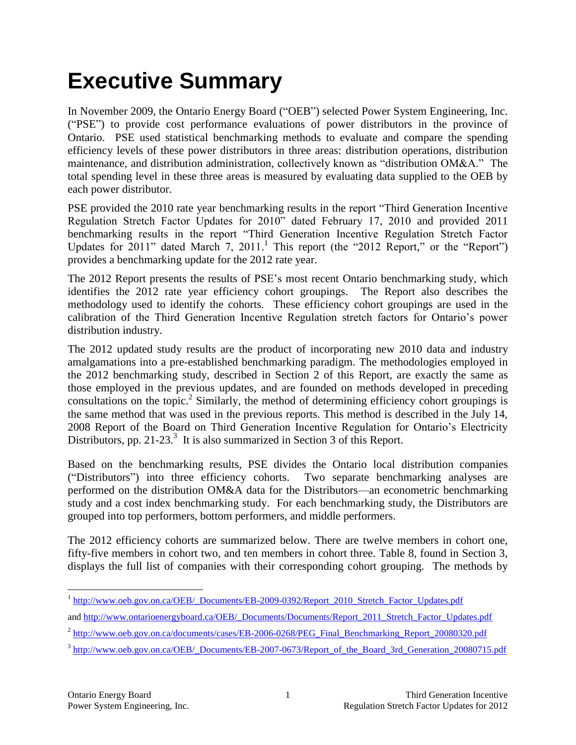# Executive Summary

In November 2009, the Ontario Energy Board ("OEB") selected Power System Engineering, Inc. ("PSE") to provide cost performance evaluations of power distributors in the province of Ontario. PSE used statistical benchmarking methods to evaluate and compare the spending efficiency levels of these power distributors in three areas: distribution operations, distribution maintenance, and distribution administration, collectively known as "distribution OM&A." The total spending level in these three areas is measured by evaluating data supplied to the OEB by each power distributor.

PSE provided the 2010 rate year benchmarking results in the report "Third Generation Incentive Regulation Stretch Factor Updates for 2010" dated February 17, 2010 and provided 2011 benchmarking results in the report "Third Generation Incentive Regulation Stretch Factor Updates for 2011" dated March 7, 2011.[1] This report (the "2012 Report," or the "Report") provides a benchmarking update for the 2012 rate year.

The 2012 Report presents the results of PSE's most recent Ontario benchmarking study, which identifies the 2012 rate year efficiency cohort groupings. The Report also describes the methodology used to identify the cohorts. These efficiency cohort groupings are used in the calibration of the Third Generation Incentive Regulation stretch factors for Ontario's power distribution industry.

The 2012 updated study results are the product of incorporating new 2010 data and industry amalgamations into a pre-established benchmarking paradigm. The methodologies employed in the 2012 benchmarking study, described in Section 2 of this Report, are exactly the same as those employed in the previous updates, and are founded on methods developed in preceding consultations on the topic.[2] Similarly, the method of determining efficiency cohort groupings is the same method that was used in the previous reports. This method is described in the July 14, 2008 Report of the Board on Third Generation Incentive Regulation for Ontario's Electricity Distributors, pp. 21-23.[3] It is also summarized in Section 3 of this Report.

Based on the benchmarking results, PSE divides the Ontario local distribution companies ("Distributors") into three efficiency cohorts. Two separate benchmarking analyses are performed on the distribution OM&A data for the Distributors—an econometric benchmarking study and a cost index benchmarking study. For each benchmarking study, the Distributors are grouped into top performers, bottom performers, and middle performers.

The 2012 efficiency cohorts are summarized below. There are twelve members in cohort one, fifty-five members in cohort two, and ten members in cohort three. Table 8, found in Section 3, displays the full list of companies with their corresponding cohort grouping. The methods by

---

[1] http://www.oeb.gov.on.ca/OEB/_Documents/EB-2009-0392/Report_2010_Stretch_Factor_Updates.pdf and http://www.ontarioenergyboard.ca/OEB/_Documents/Documents/Report_2011_Stretch_Factor_Updates.pdf

[2] http://www.oeb.gov.on.ca/documents/cases/EB-2006-0268/PEG_Final_Benchmarking_Report_20080320.pdf

[3] http://www.oeb.gov.on.ca/OEB/_Documents/EB-2007-0673/Report_of_the_Board_3rd_Generation_20080715.pdf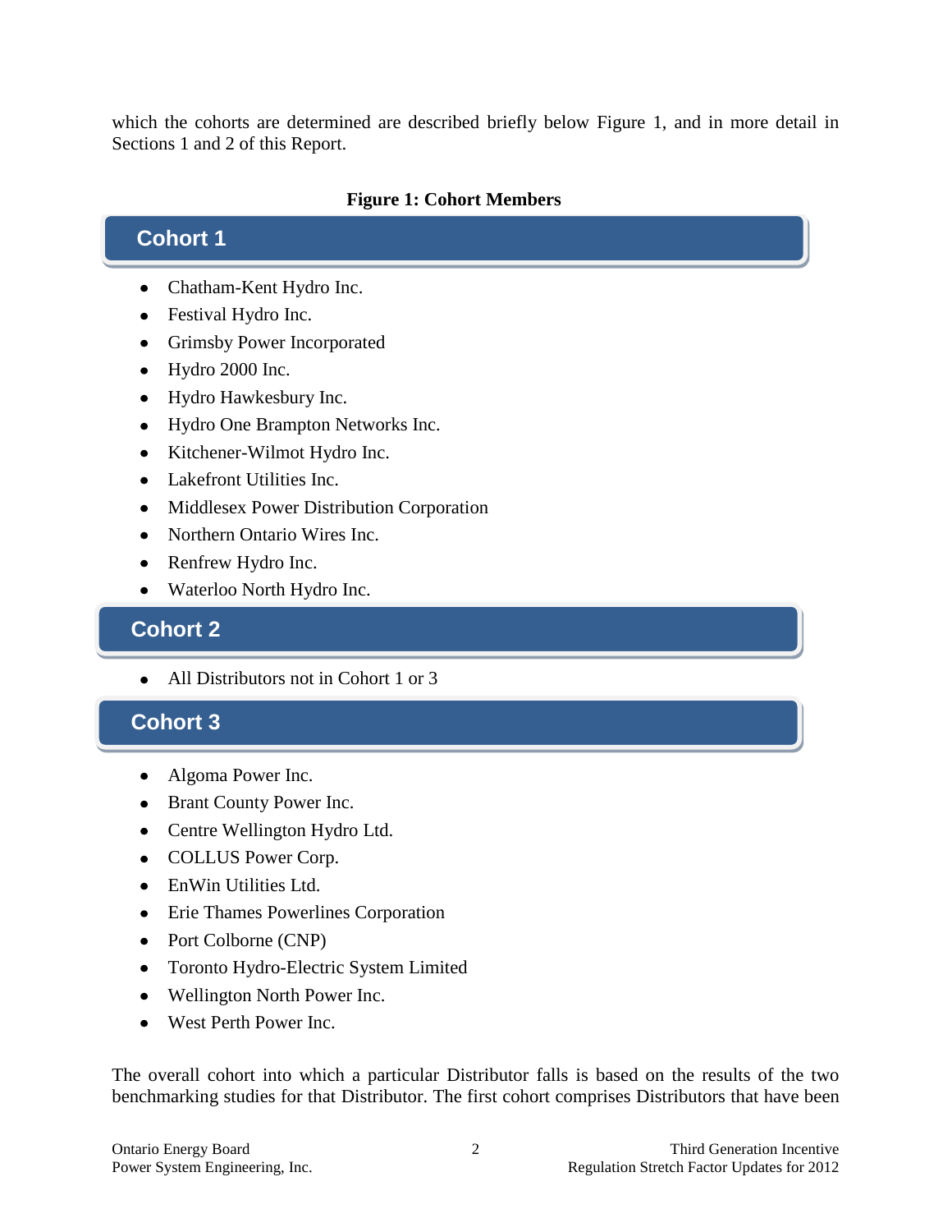which the cohorts are determined are described briefly below Figure 1, and in more detail in Sections 1 and 2 of this Report.

**Figure 1: Cohort Members**

### Cohort 1

- Chatham-Kent Hydro Inc.
- Festival Hydro Inc.
- Grimsby Power Incorporated
- Hydro 2000 Inc.
- Hydro Hawkesbury Inc.
- Hydro One Brampton Networks Inc.
- Kitchener-Wilmot Hydro Inc.
- Lakefront Utilities Inc.
- Middlesex Power Distribution Corporation
- Northern Ontario Wires Inc.
- Renfrew Hydro Inc.
- Waterloo North Hydro Inc.

### Cohort 2

- All Distributors not in Cohort 1 or 3

### Cohort 3

- Algoma Power Inc.
- Brant County Power Inc.
- Centre Wellington Hydro Ltd.
- COLLUS Power Corp.
- EnWin Utilities Ltd.
- Erie Thames Powerlines Corporation
- Port Colborne (CNP)
- Toronto Hydro-Electric System Limited
- Wellington North Power Inc.
- West Perth Power Inc.

The overall cohort into which a particular Distributor falls is based on the results of the two benchmarking studies for that Distributor. The first cohort comprises Distributors that have been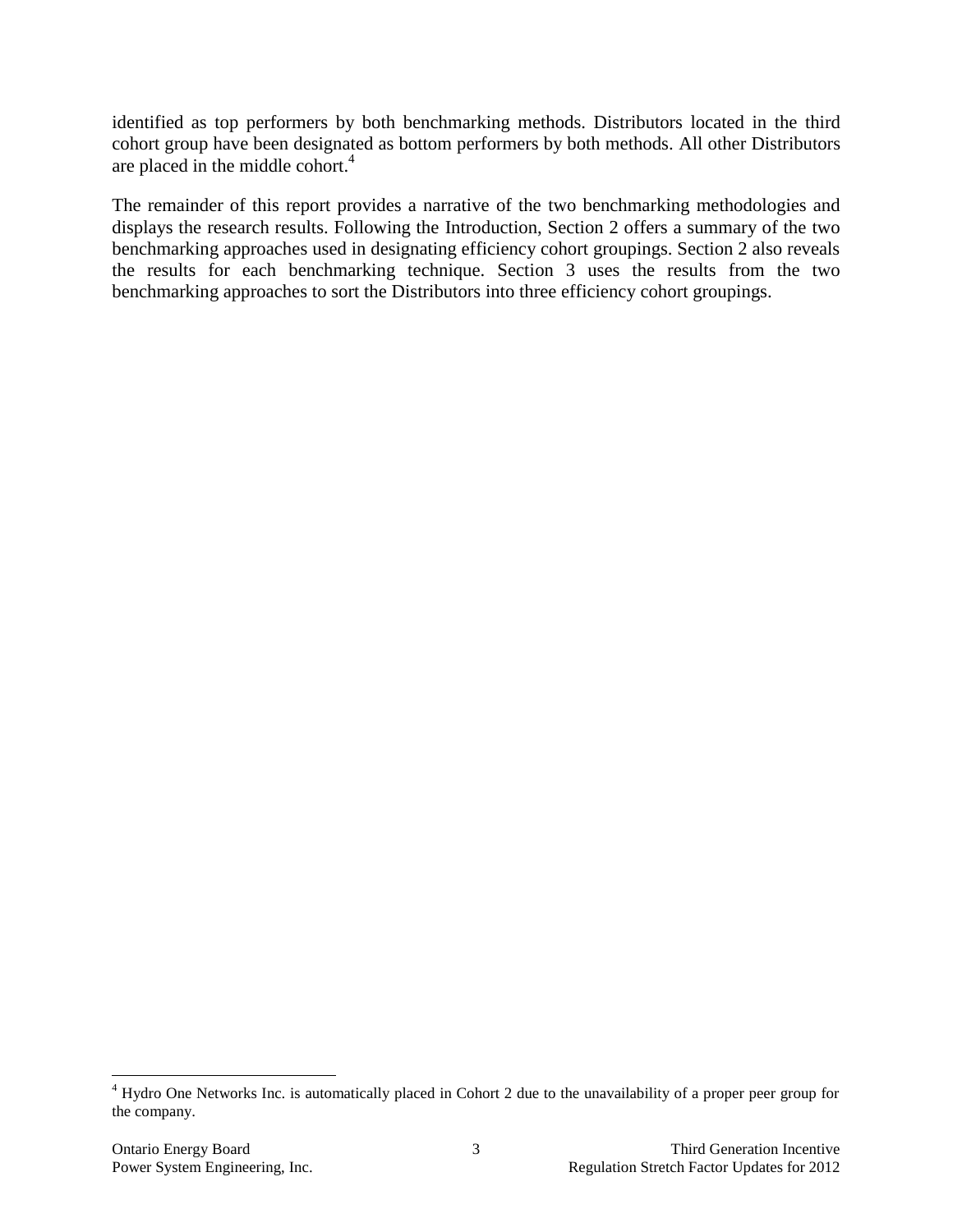identified as top performers by both benchmarking methods. Distributors located in the third cohort group have been designated as bottom performers by both methods. All other Distributors are placed in the middle cohort.[4]

The remainder of this report provides a narrative of the two benchmarking methodologies and displays the research results. Following the Introduction, Section 2 offers a summary of the two benchmarking approaches used in designating efficiency cohort groupings. Section 2 also reveals the results for each benchmarking technique. Section 3 uses the results from the two benchmarking approaches to sort the Distributors into three efficiency cohort groupings.

[4] Hydro One Networks Inc. is automatically placed in Cohort 2 due to the unavailability of a proper peer group for the company.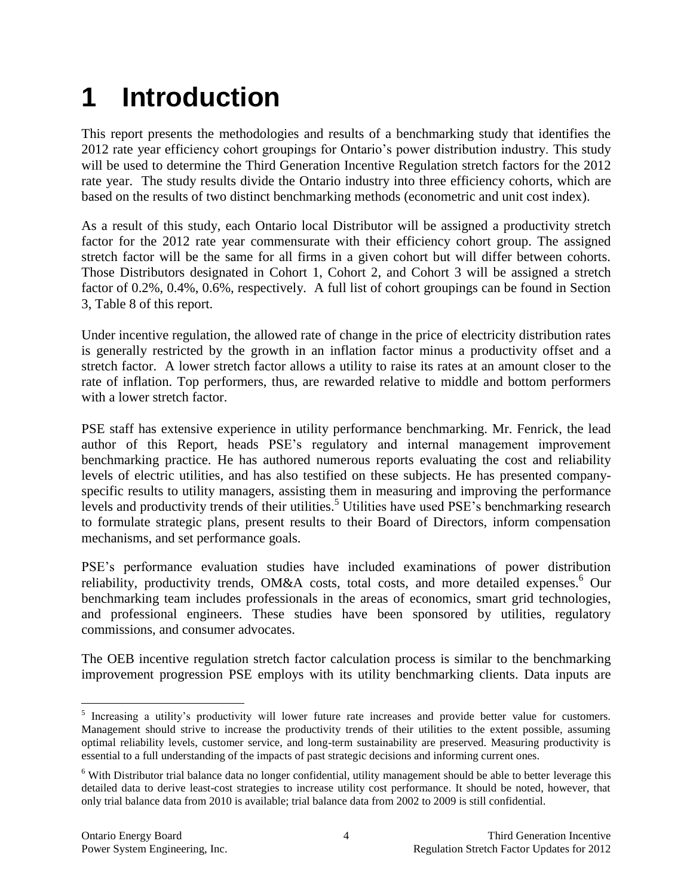# 1 Introduction

This report presents the methodologies and results of a benchmarking study that identifies the 2012 rate year efficiency cohort groupings for Ontario's power distribution industry. This study will be used to determine the Third Generation Incentive Regulation stretch factors for the 2012 rate year. The study results divide the Ontario industry into three efficiency cohorts, which are based on the results of two distinct benchmarking methods (econometric and unit cost index).

As a result of this study, each Ontario local Distributor will be assigned a productivity stretch factor for the 2012 rate year commensurate with their efficiency cohort group. The assigned stretch factor will be the same for all firms in a given cohort but will differ between cohorts. Those Distributors designated in Cohort 1, Cohort 2, and Cohort 3 will be assigned a stretch factor of 0.2%, 0.4%, 0.6%, respectively. A full list of cohort groupings can be found in Section 3, Table 8 of this report.

Under incentive regulation, the allowed rate of change in the price of electricity distribution rates is generally restricted by the growth in an inflation factor minus a productivity offset and a stretch factor. A lower stretch factor allows a utility to raise its rates at an amount closer to the rate of inflation. Top performers, thus, are rewarded relative to middle and bottom performers with a lower stretch factor.

PSE staff has extensive experience in utility performance benchmarking. Mr. Fenrick, the lead author of this Report, heads PSE's regulatory and internal management improvement benchmarking practice. He has authored numerous reports evaluating the cost and reliability levels of electric utilities, and has also testified on these subjects. He has presented company-specific results to utility managers, assisting them in measuring and improving the performance levels and productivity trends of their utilities.[5] Utilities have used PSE's benchmarking research to formulate strategic plans, present results to their Board of Directors, inform compensation mechanisms, and set performance goals.

PSE's performance evaluation studies have included examinations of power distribution reliability, productivity trends, OM&A costs, total costs, and more detailed expenses.[6] Our benchmarking team includes professionals in the areas of economics, smart grid technologies, and professional engineers. These studies have been sponsored by utilities, regulatory commissions, and consumer advocates.

The OEB incentive regulation stretch factor calculation process is similar to the benchmarking improvement progression PSE employs with its utility benchmarking clients. Data inputs are

[5] Increasing a utility's productivity will lower future rate increases and provide better value for customers. Management should strive to increase the productivity trends of their utilities to the extent possible, assuming optimal reliability levels, customer service, and long-term sustainability are preserved. Measuring productivity is essential to a full understanding of the impacts of past strategic decisions and informing current ones.

[6] With Distributor trial balance data no longer confidential, utility management should be able to better leverage this detailed data to derive least-cost strategies to increase utility cost performance. It should be noted, however, that only trial balance data from 2010 is available; trial balance data from 2002 to 2009 is still confidential.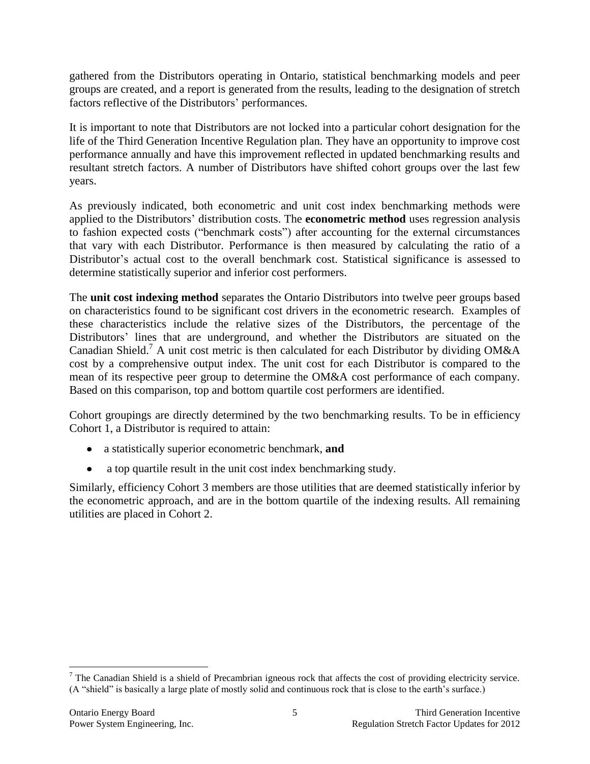gathered from the Distributors operating in Ontario, statistical benchmarking models and peer groups are created, and a report is generated from the results, leading to the designation of stretch factors reflective of the Distributors' performances.

It is important to note that Distributors are not locked into a particular cohort designation for the life of the Third Generation Incentive Regulation plan. They have an opportunity to improve cost performance annually and have this improvement reflected in updated benchmarking results and resultant stretch factors. A number of Distributors have shifted cohort groups over the last few years.

As previously indicated, both econometric and unit cost index benchmarking methods were applied to the Distributors' distribution costs. The **econometric method** uses regression analysis to fashion expected costs ("benchmark costs") after accounting for the external circumstances that vary with each Distributor. Performance is then measured by calculating the ratio of a Distributor's actual cost to the overall benchmark cost. Statistical significance is assessed to determine statistically superior and inferior cost performers.

The **unit cost indexing method** separates the Ontario Distributors into twelve peer groups based on characteristics found to be significant cost drivers in the econometric research. Examples of these characteristics include the relative sizes of the Distributors, the percentage of the Distributors' lines that are underground, and whether the Distributors are situated on the Canadian Shield.[7] A unit cost metric is then calculated for each Distributor by dividing OM&A cost by a comprehensive output index. The unit cost for each Distributor is compared to the mean of its respective peer group to determine the OM&A cost performance of each company. Based on this comparison, top and bottom quartile cost performers are identified.

Cohort groupings are directly determined by the two benchmarking results. To be in efficiency Cohort 1, a Distributor is required to attain:

- a statistically superior econometric benchmark, **and**
- a top quartile result in the unit cost index benchmarking study.

Similarly, efficiency Cohort 3 members are those utilities that are deemed statistically inferior by the econometric approach, and are in the bottom quartile of the indexing results. All remaining utilities are placed in Cohort 2.

[7] The Canadian Shield is a shield of Precambrian igneous rock that affects the cost of providing electricity service. (A "shield" is basically a large plate of mostly solid and continuous rock that is close to the earth's surface.)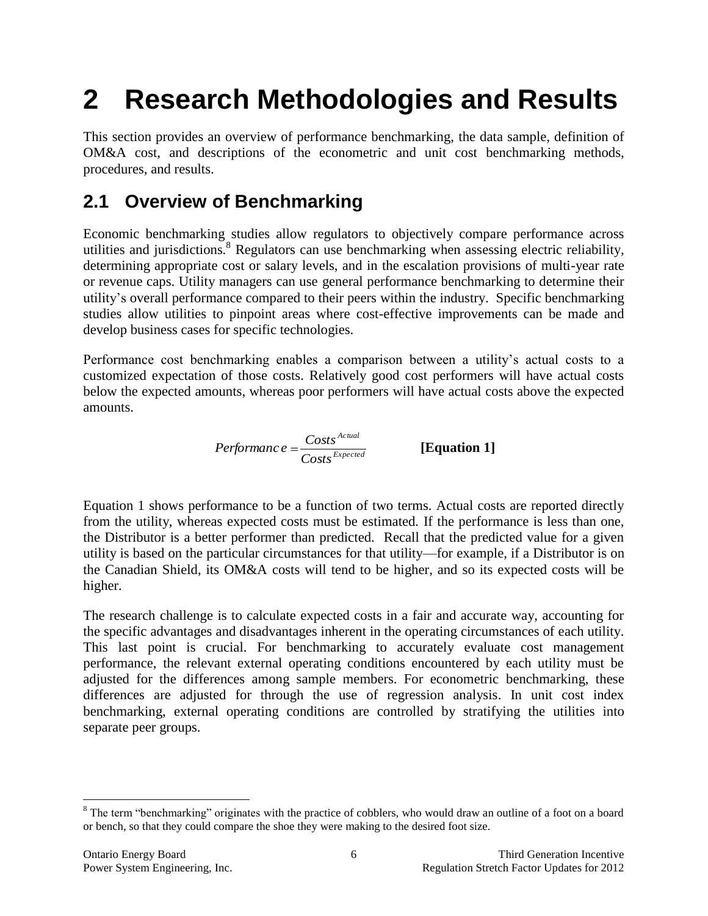# 2 Research Methodologies and Results

This section provides an overview of performance benchmarking, the data sample, definition of OM&A cost, and descriptions of the econometric and unit cost benchmarking methods, procedures, and results.

## 2.1 Overview of Benchmarking

Economic benchmarking studies allow regulators to objectively compare performance across utilities and jurisdictions.[8] Regulators can use benchmarking when assessing electric reliability, determining appropriate cost or salary levels, and in the escalation provisions of multi-year rate or revenue caps. Utility managers can use general performance benchmarking to determine their utility's overall performance compared to their peers within the industry. Specific benchmarking studies allow utilities to pinpoint areas where cost-effective improvements can be made and develop business cases for specific technologies.

Performance cost benchmarking enables a comparison between a utility's actual costs to a customized expectation of those costs. Relatively good cost performers will have actual costs below the expected amounts, whereas poor performers will have actual costs above the expected amounts.

$$Performance = \frac{Costs^{Actual}}{Costs^{Expected}} \qquad \textbf{[Equation 1]}$$

Equation 1 shows performance to be a function of two terms. Actual costs are reported directly from the utility, whereas expected costs must be estimated. If the performance is less than one, the Distributor is a better performer than predicted. Recall that the predicted value for a given utility is based on the particular circumstances for that utility—for example, if a Distributor is on the Canadian Shield, its OM&A costs will tend to be higher, and so its expected costs will be higher.

The research challenge is to calculate expected costs in a fair and accurate way, accounting for the specific advantages and disadvantages inherent in the operating circumstances of each utility. This last point is crucial. For benchmarking to accurately evaluate cost management performance, the relevant external operating conditions encountered by each utility must be adjusted for the differences among sample members. For econometric benchmarking, these differences are adjusted for through the use of regression analysis. In unit cost index benchmarking, external operating conditions are controlled by stratifying the utilities into separate peer groups.

[8] The term "benchmarking" originates with the practice of cobblers, who would draw an outline of a foot on a board or bench, so that they could compare the shoe they were making to the desired foot size.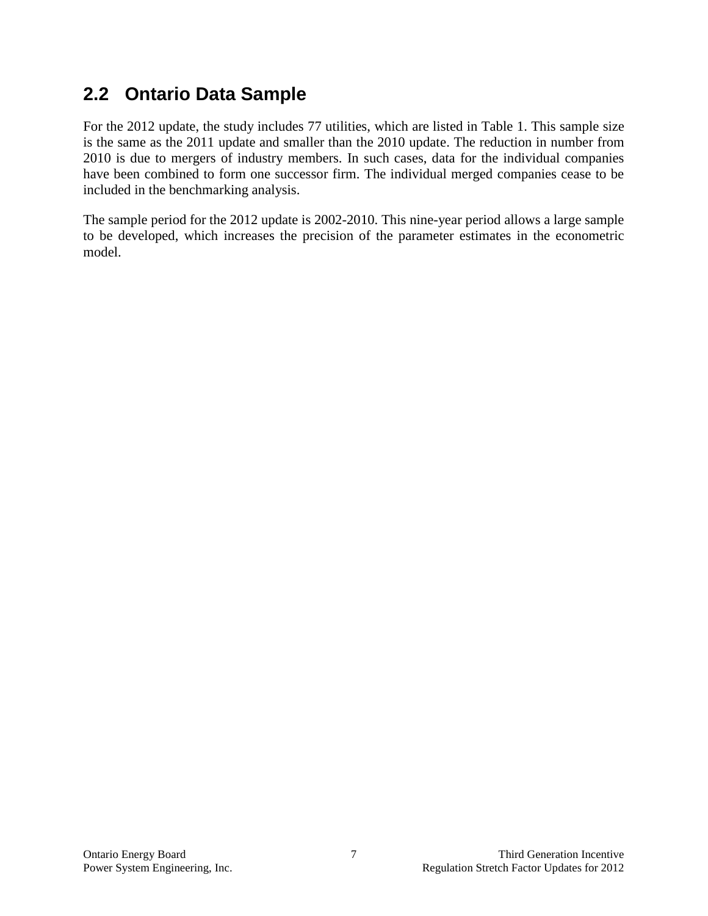## 2.2 Ontario Data Sample

For the 2012 update, the study includes 77 utilities, which are listed in Table 1. This sample size is the same as the 2011 update and smaller than the 2010 update. The reduction in number from 2010 is due to mergers of industry members. In such cases, data for the individual companies have been combined to form one successor firm. The individual merged companies cease to be included in the benchmarking analysis.

The sample period for the 2012 update is 2002-2010. This nine-year period allows a large sample to be developed, which increases the precision of the parameter estimates in the econometric model.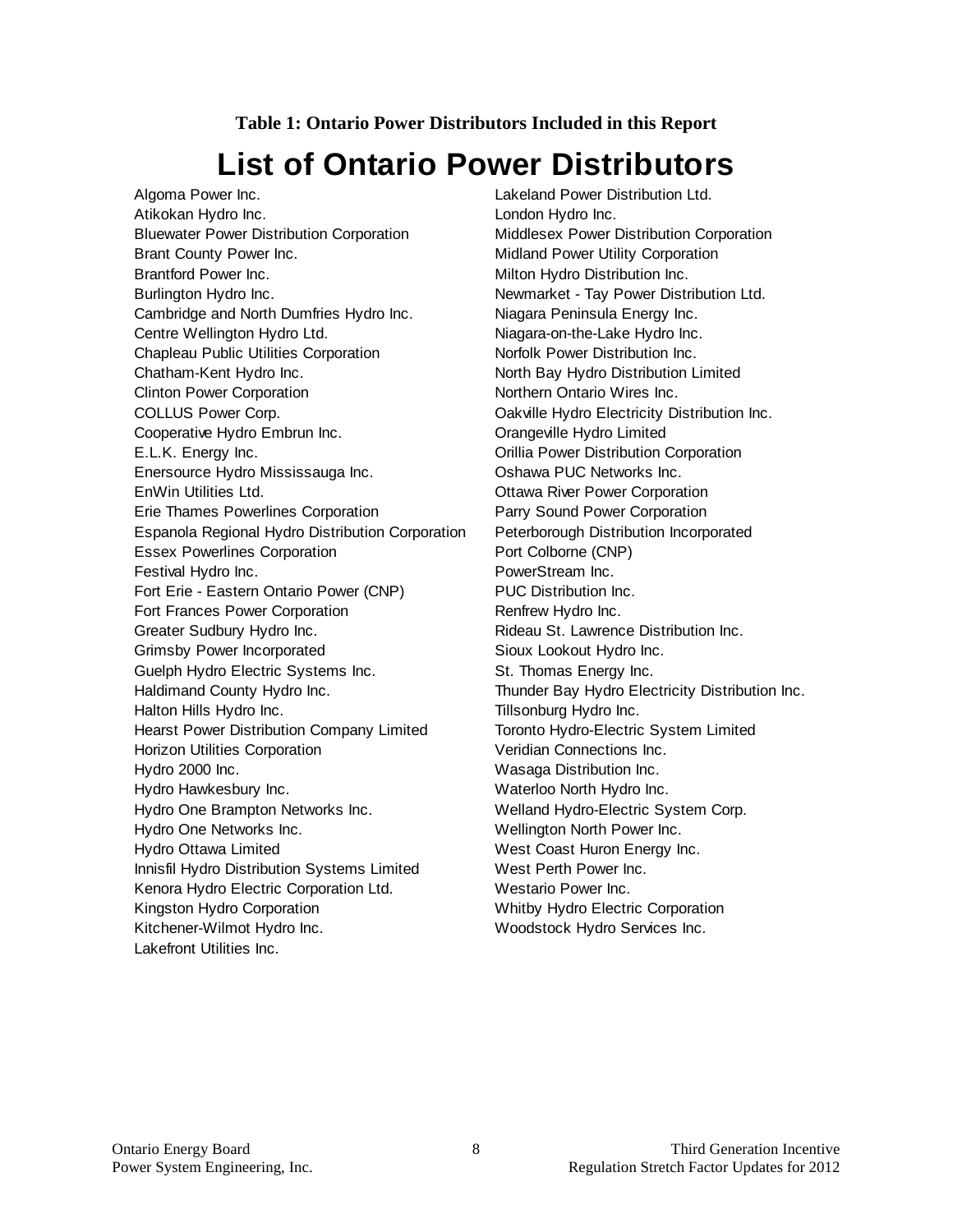**Table 1: Ontario Power Distributors Included in this Report**

# List of Ontario Power Distributors

Algoma Power Inc.
Atikokan Hydro Inc.
Bluewater Power Distribution Corporation
Brant County Power Inc.
Brantford Power Inc.
Burlington Hydro Inc.
Cambridge and North Dumfries Hydro Inc.
Centre Wellington Hydro Ltd.
Chapleau Public Utilities Corporation
Chatham-Kent Hydro Inc.
Clinton Power Corporation
COLLUS Power Corp.
Cooperative Hydro Embrun Inc.
E.L.K. Energy Inc.
Enersource Hydro Mississauga Inc.
EnWin Utilities Ltd.
Erie Thames Powerlines Corporation
Espanola Regional Hydro Distribution Corporation
Essex Powerlines Corporation
Festival Hydro Inc.
Fort Erie - Eastern Ontario Power (CNP)
Fort Frances Power Corporation
Greater Sudbury Hydro Inc.
Grimsby Power Incorporated
Guelph Hydro Electric Systems Inc.
Haldimand County Hydro Inc.
Halton Hills Hydro Inc.
Hearst Power Distribution Company Limited
Horizon Utilities Corporation
Hydro 2000 Inc.
Hydro Hawkesbury Inc.
Hydro One Brampton Networks Inc.
Hydro One Networks Inc.
Hydro Ottawa Limited
Innisfil Hydro Distribution Systems Limited
Kenora Hydro Electric Corporation Ltd.
Kingston Hydro Corporation
Kitchener-Wilmot Hydro Inc.
Lakefront Utilities Inc.
Lakeland Power Distribution Ltd.
London Hydro Inc.
Middlesex Power Distribution Corporation
Midland Power Utility Corporation
Milton Hydro Distribution Inc.
Newmarket - Tay Power Distribution Ltd.
Niagara Peninsula Energy Inc.
Niagara-on-the-Lake Hydro Inc.
Norfolk Power Distribution Inc.
North Bay Hydro Distribution Limited
Northern Ontario Wires Inc.
Oakville Hydro Electricity Distribution Inc.
Orangeville Hydro Limited
Orillia Power Distribution Corporation
Oshawa PUC Networks Inc.
Ottawa River Power Corporation
Parry Sound Power Corporation
Peterborough Distribution Incorporated
Port Colborne (CNP)
PowerStream Inc.
PUC Distribution Inc.
Renfrew Hydro Inc.
Rideau St. Lawrence Distribution Inc.
Sioux Lookout Hydro Inc.
St. Thomas Energy Inc.
Thunder Bay Hydro Electricity Distribution Inc.
Tillsonburg Hydro Inc.
Toronto Hydro-Electric System Limited
Veridian Connections Inc.
Wasaga Distribution Inc.
Waterloo North Hydro Inc.
Welland Hydro-Electric System Corp.
Wellington North Power Inc.
West Coast Huron Energy Inc.
West Perth Power Inc.
Westario Power Inc.
Whitby Hydro Electric Corporation
Woodstock Hydro Services Inc.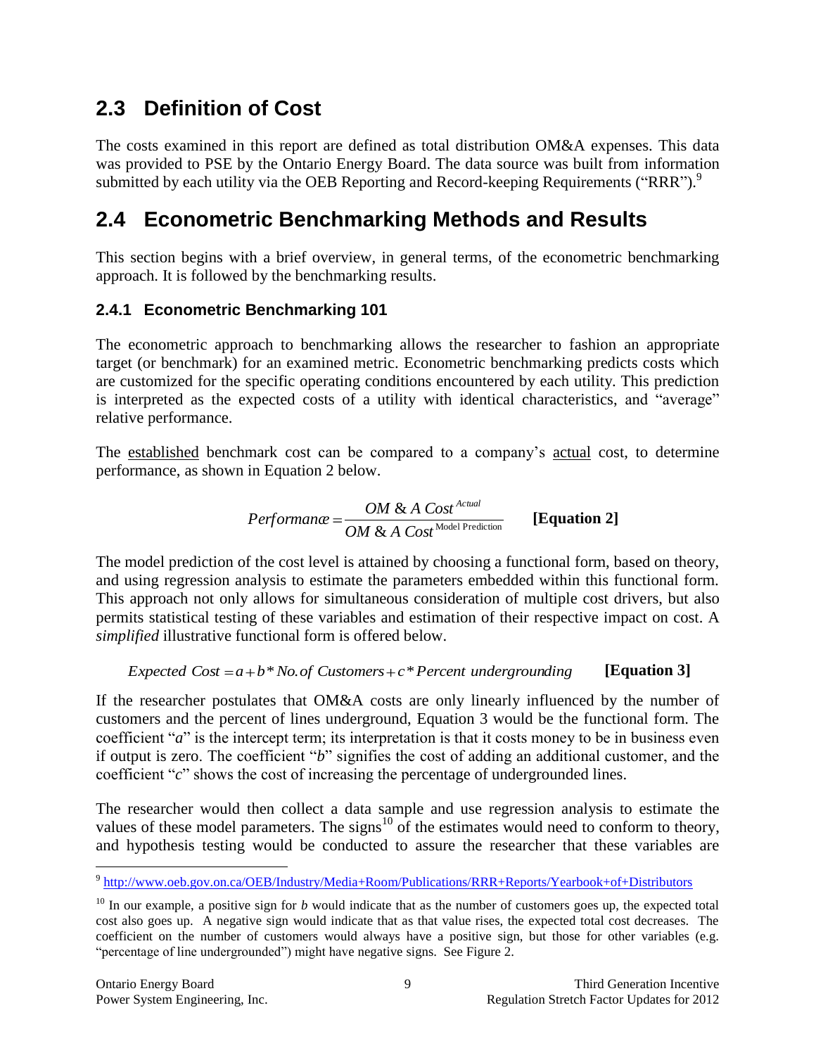## 2.3 Definition of Cost

The costs examined in this report are defined as total distribution OM&A expenses. This data was provided to PSE by the Ontario Energy Board. The data source was built from information submitted by each utility via the OEB Reporting and Record-keeping Requirements ("RRR").[9]

## 2.4 Econometric Benchmarking Methods and Results

This section begins with a brief overview, in general terms, of the econometric benchmarking approach. It is followed by the benchmarking results.

### 2.4.1 Econometric Benchmarking 101

The econometric approach to benchmarking allows the researcher to fashion an appropriate target (or benchmark) for an examined metric. Econometric benchmarking predicts costs which are customized for the specific operating conditions encountered by each utility. This prediction is interpreted as the expected costs of a utility with identical characteristics, and "average" relative performance.

The established benchmark cost can be compared to a company's actual cost, to determine performance, as shown in Equation 2 below.

$$Performance = \frac{OM \,\&\, A\ Cost^{Actual}}{OM \,\&\, A\ Cost^{\text{Model Prediction}}} \qquad \textbf{[Equation 2]}$$

The model prediction of the cost level is attained by choosing a functional form, based on theory, and using regression analysis to estimate the parameters embedded within this functional form. This approach not only allows for simultaneous consideration of multiple cost drivers, but also permits statistical testing of these variables and estimation of their respective impact on cost. A *simplified* illustrative functional form is offered below.

$$Expected\ Cost = a + b * No.of\ Customers + c * Percent\ undergrounding \qquad \textbf{[Equation 3]}$$

If the researcher postulates that OM&A costs are only linearly influenced by the number of customers and the percent of lines underground, Equation 3 would be the functional form. The coefficient "*a*" is the intercept term; its interpretation is that it costs money to be in business even if output is zero. The coefficient "*b*" signifies the cost of adding an additional customer, and the coefficient "*c*" shows the cost of increasing the percentage of undergrounded lines.

The researcher would then collect a data sample and use regression analysis to estimate the values of these model parameters. The signs[10] of the estimates would need to conform to theory, and hypothesis testing would be conducted to assure the researcher that these variables are

---

[9] http://www.oeb.gov.on.ca/OEB/Industry/Media+Room/Publications/RRR+Reports/Yearbook+of+Distributors

[10] In our example, a positive sign for *b* would indicate that as the number of customers goes up, the expected total cost also goes up. A negative sign would indicate that as that value rises, the expected total cost decreases. The coefficient on the number of customers would always have a positive sign, but those for other variables (e.g. "percentage of line undergrounded") might have negative signs. See Figure 2.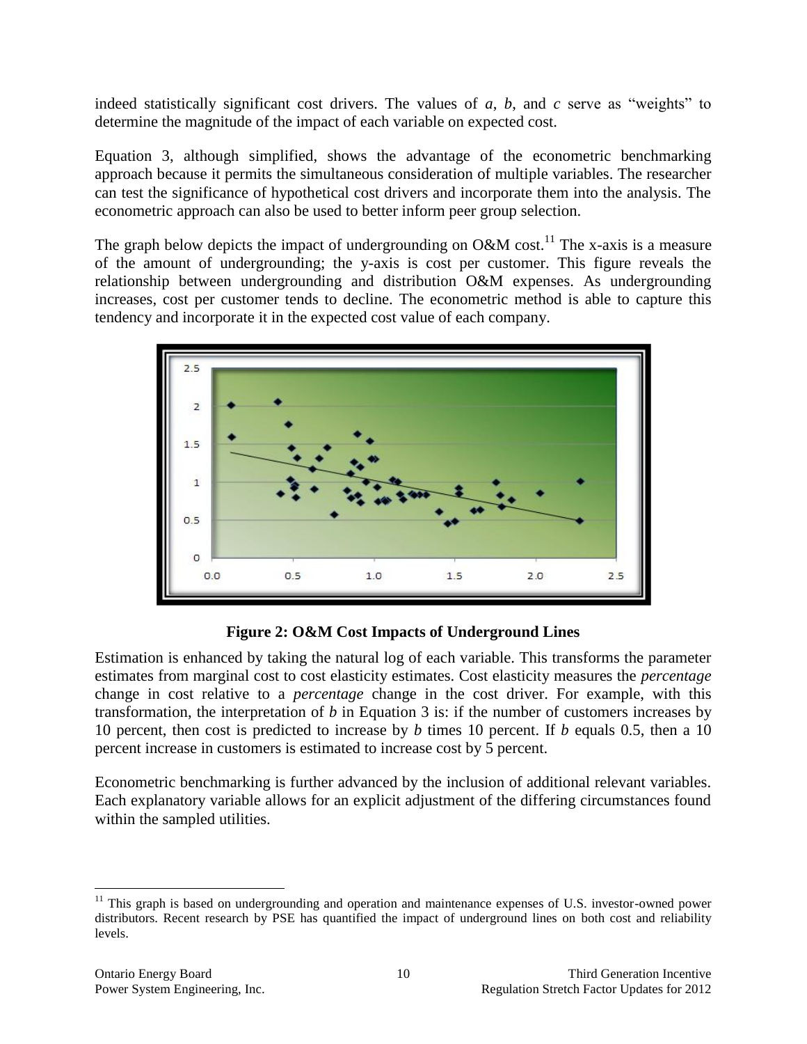indeed statistically significant cost drivers. The values of *a*, *b*, and *c* serve as "weights" to determine the magnitude of the impact of each variable on expected cost.

Equation 3, although simplified, shows the advantage of the econometric benchmarking approach because it permits the simultaneous consideration of multiple variables. The researcher can test the significance of hypothetical cost drivers and incorporate them into the analysis. The econometric approach can also be used to better inform peer group selection.

The graph below depicts the impact of undergrounding on O&M cost.[11] The x-axis is a measure of the amount of undergrounding; the y-axis is cost per customer. This figure reveals the relationship between undergrounding and distribution O&M expenses. As undergrounding increases, cost per customer tends to decline. The econometric method is able to capture this tendency and incorporate it in the expected cost value of each company.

**Figure 2: O&M Cost Impacts of Underground Lines**

Estimation is enhanced by taking the natural log of each variable. This transforms the parameter estimates from marginal cost to cost elasticity estimates. Cost elasticity measures the *percentage* change in cost relative to a *percentage* change in the cost driver. For example, with this transformation, the interpretation of *b* in Equation 3 is: if the number of customers increases by 10 percent, then cost is predicted to increase by *b* times 10 percent. If *b* equals 0.5, then a 10 percent increase in customers is estimated to increase cost by 5 percent.

Econometric benchmarking is further advanced by the inclusion of additional relevant variables. Each explanatory variable allows for an explicit adjustment of the differing circumstances found within the sampled utilities.

[11] This graph is based on undergrounding and operation and maintenance expenses of U.S. investor-owned power distributors. Recent research by PSE has quantified the impact of underground lines on both cost and reliability levels.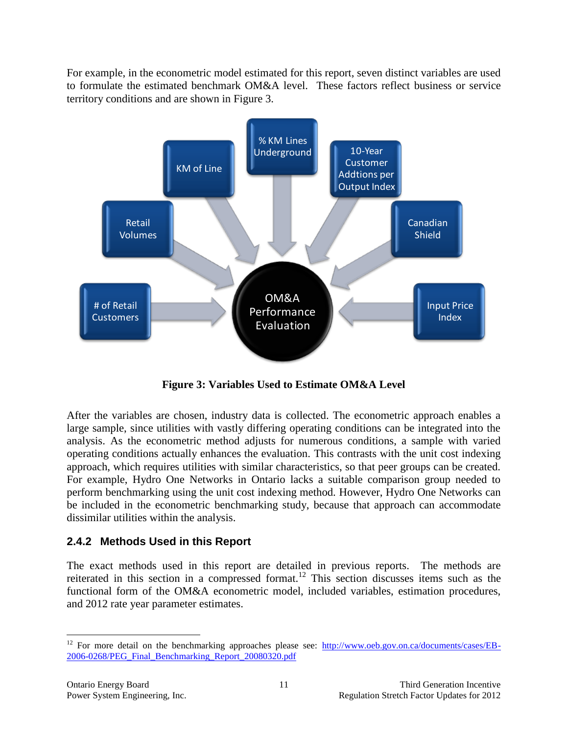For example, in the econometric model estimated for this report, seven distinct variables are used to formulate the estimated benchmark OM&A level. These factors reflect business or service territory conditions and are shown in Figure 3.

**Figure 3: Variables Used to Estimate OM&A Level**

After the variables are chosen, industry data is collected. The econometric approach enables a large sample, since utilities with vastly differing operating conditions can be integrated into the analysis. As the econometric method adjusts for numerous conditions, a sample with varied operating conditions actually enhances the evaluation. This contrasts with the unit cost indexing approach, which requires utilities with similar characteristics, so that peer groups can be created. For example, Hydro One Networks in Ontario lacks a suitable comparison group needed to perform benchmarking using the unit cost indexing method. However, Hydro One Networks can be included in the econometric benchmarking study, because that approach can accommodate dissimilar utilities within the analysis.

### 2.4.2 Methods Used in this Report

The exact methods used in this report are detailed in previous reports. The methods are reiterated in this section in a compressed format.[12] This section discusses items such as the functional form of the OM&A econometric model, included variables, estimation procedures, and 2012 rate year parameter estimates.

---

[12] For more detail on the benchmarking approaches please see: http://www.oeb.gov.on.ca/documents/cases/EB-2006-0268/PEG_Final_Benchmarking_Report_20080320.pdf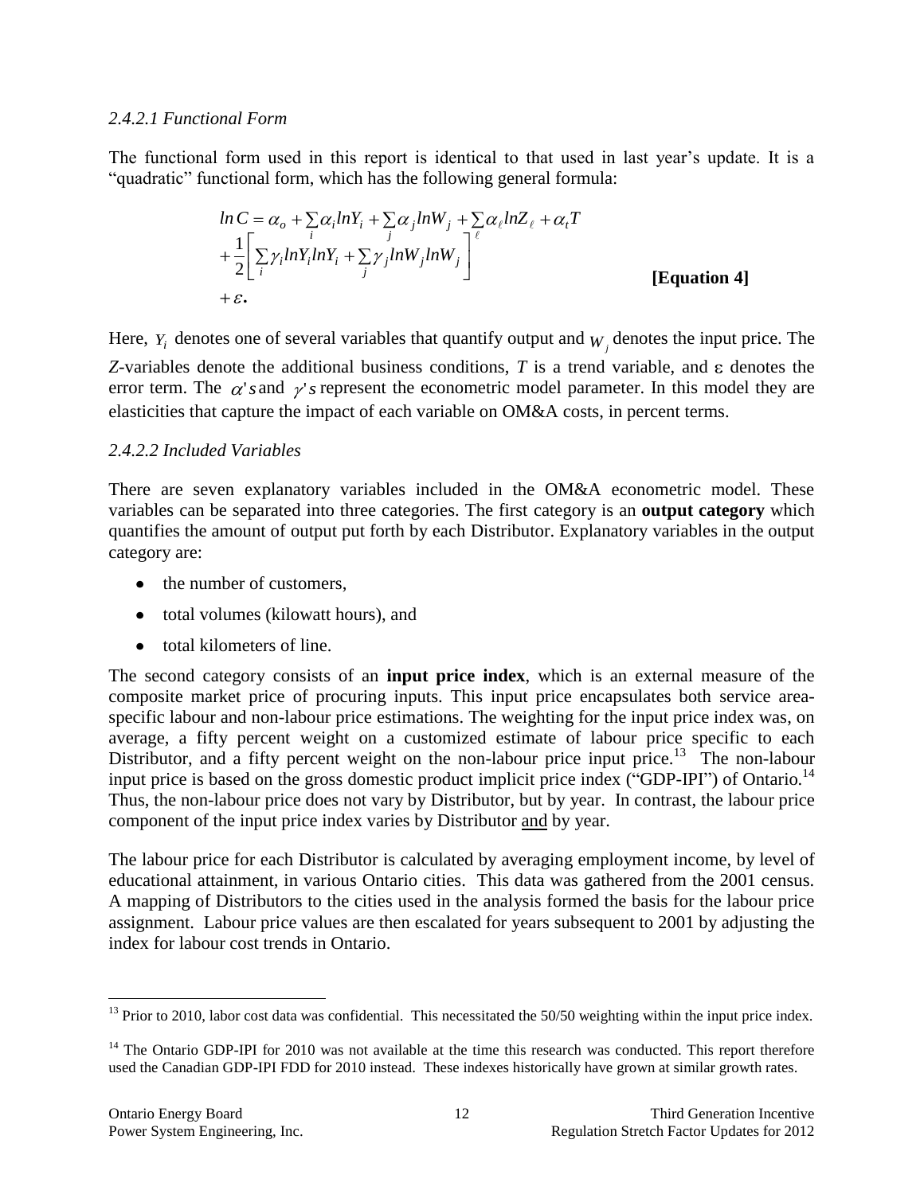#### *2.4.2.1 Functional Form*

The functional form used in this report is identical to that used in last year's update. It is a "quadratic" functional form, which has the following general formula:

$$
\begin{aligned}
ln\,C &= \alpha_o + \sum_i \alpha_i lnY_i + \sum_j \alpha_j lnW_j + \sum_\ell \alpha_\ell lnZ_\ell + \alpha_t T \\
&+ \frac{1}{2}\left[ \sum_i \gamma_i lnY_i lnY_i + \sum_j \gamma_j lnW_j lnW_j \right] \\
&+ \varepsilon.
\end{aligned}
\qquad \textbf{[Equation 4]}
$$

Here, $Y_i$ denotes one of several variables that quantify output and $W_j$ denotes the input price. The *Z*-variables denote the additional business conditions, *T* is a trend variable, and $\varepsilon$ denotes the error term. The $\alpha$'s and $\gamma$'s represent the econometric model parameter. In this model they are elasticities that capture the impact of each variable on OM&A costs, in percent terms.

#### *2.4.2.2 Included Variables*

There are seven explanatory variables included in the OM&A econometric model. These variables can be separated into three categories. The first category is an **output category** which quantifies the amount of output put forth by each Distributor. Explanatory variables in the output category are:

- the number of customers,
- total volumes (kilowatt hours), and
- total kilometers of line.

The second category consists of an **input price index**, which is an external measure of the composite market price of procuring inputs. This input price encapsulates both service area-specific labour and non-labour price estimations. The weighting for the input price index was, on average, a fifty percent weight on a customized estimate of labour price specific to each Distributor, and a fifty percent weight on the non-labour price input price.[13] The non-labour input price is based on the gross domestic product implicit price index ("GDP-IPI") of Ontario.[14] Thus, the non-labour price does not vary by Distributor, but by year. In contrast, the labour price component of the input price index varies by Distributor <u>and</u> by year.

The labour price for each Distributor is calculated by averaging employment income, by level of educational attainment, in various Ontario cities. This data was gathered from the 2001 census. A mapping of Distributors to the cities used in the analysis formed the basis for the labour price assignment. Labour price values are then escalated for years subsequent to 2001 by adjusting the index for labour cost trends in Ontario.

---

[13] Prior to 2010, labor cost data was confidential. This necessitated the 50/50 weighting within the input price index.

[14] The Ontario GDP-IPI for 2010 was not available at the time this research was conducted. This report therefore used the Canadian GDP-IPI FDD for 2010 instead. These indexes historically have grown at similar growth rates.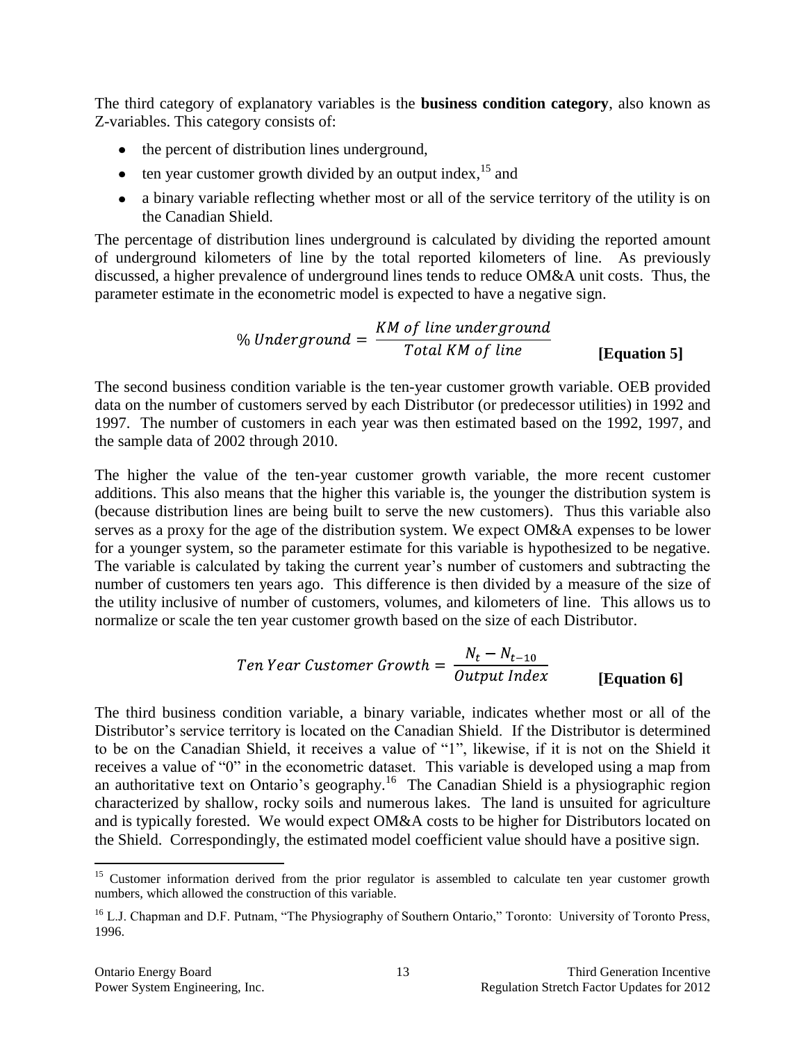The third category of explanatory variables is the **business condition category**, also known as Z-variables. This category consists of:

- the percent of distribution lines underground,
- ten year customer growth divided by an output index,[15] and
- a binary variable reflecting whether most or all of the service territory of the utility is on the Canadian Shield.

The percentage of distribution lines underground is calculated by dividing the reported amount of underground kilometers of line by the total reported kilometers of line. As previously discussed, a higher prevalence of underground lines tends to reduce OM&A unit costs. Thus, the parameter estimate in the econometric model is expected to have a negative sign.

$$\%\ Underground = \frac{KM\ of\ line\ underground}{Total\ KM\ of\ line} \qquad \textbf{[Equation 5]}$$

The second business condition variable is the ten-year customer growth variable. OEB provided data on the number of customers served by each Distributor (or predecessor utilities) in 1992 and 1997. The number of customers in each year was then estimated based on the 1992, 1997, and the sample data of 2002 through 2010.

The higher the value of the ten-year customer growth variable, the more recent customer additions. This also means that the higher this variable is, the younger the distribution system is (because distribution lines are being built to serve the new customers). Thus this variable also serves as a proxy for the age of the distribution system. We expect OM&A expenses to be lower for a younger system, so the parameter estimate for this variable is hypothesized to be negative. The variable is calculated by taking the current year's number of customers and subtracting the number of customers ten years ago. This difference is then divided by a measure of the size of the utility inclusive of number of customers, volumes, and kilometers of line. This allows us to normalize or scale the ten year customer growth based on the size of each Distributor.

$$Ten\ Year\ Customer\ Growth = \frac{N_t - N_{t-10}}{Output\ Index} \qquad \textbf{[Equation 6]}$$

The third business condition variable, a binary variable, indicates whether most or all of the Distributor's service territory is located on the Canadian Shield. If the Distributor is determined to be on the Canadian Shield, it receives a value of "1", likewise, if it is not on the Shield it receives a value of "0" in the econometric dataset. This variable is developed using a map from an authoritative text on Ontario's geography.[16] The Canadian Shield is a physiographic region characterized by shallow, rocky soils and numerous lakes. The land is unsuited for agriculture and is typically forested. We would expect OM&A costs to be higher for Distributors located on the Shield. Correspondingly, the estimated model coefficient value should have a positive sign.

---

[15] Customer information derived from the prior regulator is assembled to calculate ten year customer growth numbers, which allowed the construction of this variable.

[16] L.J. Chapman and D.F. Putnam, "The Physiography of Southern Ontario," Toronto: University of Toronto Press, 1996.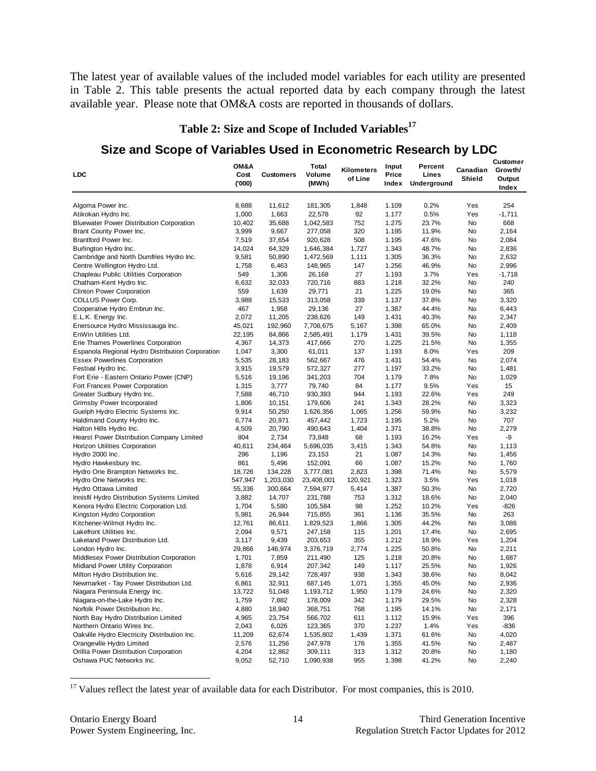The latest year of available values of the included model variables for each utility are presented in Table 2. This table presents the actual reported data by each company through the latest available year. Please note that OM&A costs are reported in thousands of dollars.

## Table 2: Size and Scope of Included Variables[17]

### Size and Scope of Variables Used in Econometric Research by LDC

| LDC | OM&A Cost ('000) | Customers | Total Volume (MWh) | Kilometers of Line | Input Price Index | Percent Lines Underground | Canadian Shield | Customer Growth/ Output Index |
|---|---|---|---|---|---|---|---|---|
| Algoma Power Inc. | 8,688 | 11,612 | 181,305 | 1,848 | 1.109 | 0.2% | Yes | 254 |
| Atikokan Hydro Inc. | 1,000 | 1,663 | 22,578 | 92 | 1.177 | 0.5% | Yes | -1,711 |
| Bluewater Power Distribution Corporation | 10,402 | 35,688 | 1,042,583 | 752 | 1.275 | 23.7% | No | 668 |
| Brant County Power Inc. | 3,999 | 9,667 | 277,058 | 320 | 1.195 | 11.9% | No | 2,164 |
| Brantford Power Inc. | 7,519 | 37,654 | 920,628 | 508 | 1.195 | 47.6% | No | 2,084 |
| Burlington Hydro Inc. | 14,024 | 64,329 | 1,646,384 | 1,727 | 1.343 | 48.7% | No | 2,836 |
| Cambridge and North Dumfries Hydro Inc. | 9,581 | 50,890 | 1,472,569 | 1,111 | 1.305 | 36.3% | No | 2,632 |
| Centre Wellington Hydro Ltd. | 1,758 | 6,463 | 148,965 | 147 | 1.256 | 46.9% | No | 2,996 |
| Chapleau Public Utilities Corporation | 549 | 1,306 | 26,168 | 27 | 1.193 | 3.7% | Yes | -1,718 |
| Chatham-Kent Hydro Inc. | 6,632 | 32,033 | 720,716 | 883 | 1.218 | 32.2% | No | 240 |
| Clinton Power Corporation | 559 | 1,639 | 29,771 | 21 | 1.225 | 19.0% | No | 365 |
| COLLUS Power Corp. | 3,988 | 15,533 | 313,058 | 339 | 1.137 | 37.8% | No | 3,320 |
| Cooperative Hydro Embrun Inc. | 467 | 1,958 | 29,136 | 27 | 1.387 | 44.4% | No | 6,443 |
| E.L.K. Energy Inc. | 2,072 | 11,205 | 238,626 | 149 | 1.431 | 40.3% | No | 2,347 |
| Enersource Hydro Mississauga Inc. | 45,021 | 192,960 | 7,708,675 | 5,167 | 1.398 | 65.0% | No | 2,409 |
| EnWin Utilities Ltd. | 22,195 | 84,866 | 2,585,491 | 1,179 | 1.431 | 39.5% | No | 1,118 |
| Erie Thames Powerlines Corporation | 4,367 | 14,373 | 417,666 | 270 | 1.225 | 21.5% | No | 1,355 |
| Espanola Regional Hydro Distribution Corporation | 1,047 | 3,300 | 61,011 | 137 | 1.193 | 8.0% | Yes | 209 |
| Essex Powerlines Corporation | 5,535 | 28,183 | 562,667 | 476 | 1.431 | 54.4% | No | 2,074 |
| Festival Hydro Inc. | 3,915 | 19,579 | 572,327 | 277 | 1.197 | 33.2% | No | 1,481 |
| Fort Erie - Eastern Ontario Power (CNP) | 5,516 | 19,196 | 341,203 | 704 | 1.179 | 7.8% | No | 1,029 |
| Fort Frances Power Corporation | 1,315 | 3,777 | 79,740 | 84 | 1.177 | 9.5% | Yes | 15 |
| Greater Sudbury Hydro Inc. | 7,588 | 46,710 | 930,393 | 944 | 1.193 | 22.6% | Yes | 249 |
| Grimsby Power Incorporated | 1,806 | 10,151 | 179,606 | 241 | 1.343 | 28.2% | No | 3,323 |
| Guelph Hydro Electric Systems Inc. | 9,914 | 50,250 | 1,626,356 | 1,065 | 1.256 | 59.9% | No | 3,232 |
| Haldimand County Hydro Inc. | 6,774 | 20,971 | 457,442 | 1,723 | 1.195 | 5.2% | No | 707 |
| Halton Hills Hydro Inc. | 4,509 | 20,790 | 490,643 | 1,404 | 1.371 | 38.8% | No | 2,279 |
| Hearst Power Distribution Company Limited | 804 | 2,734 | 73,848 | 68 | 1.193 | 16.2% | Yes | -9 |
| Horizon Utilities Corporation | 40,611 | 234,464 | 5,696,035 | 3,415 | 1.343 | 54.8% | No | 1,113 |
| Hydro 2000 Inc. | 296 | 1,196 | 23,153 | 21 | 1.087 | 14.3% | No | 1,456 |
| Hydro Hawkesbury Inc. | 861 | 5,496 | 152,091 | 66 | 1.087 | 15.2% | No | 1,760 |
| Hydro One Brampton Networks Inc. | 18,726 | 134,228 | 3,777,081 | 2,823 | 1.398 | 71.4% | No | 5,579 |
| Hydro One Networks Inc. | 547,947 | 1,203,030 | 23,408,001 | 120,921 | 1.323 | 3.5% | Yes | 1,018 |
| Hydro Ottawa Limited | 55,336 | 300,664 | 7,594,977 | 5,414 | 1.387 | 50.3% | No | 2,720 |
| Innisfil Hydro Distribution Systems Limited | 3,882 | 14,707 | 231,788 | 753 | 1.312 | 18.6% | No | 2,040 |
| Kenora Hydro Electric Corporation Ltd. | 1,704 | 5,580 | 105,584 | 98 | 1.252 | 10.2% | Yes | -826 |
| Kingston Hydro Corporation | 5,981 | 26,944 | 715,855 | 361 | 1.136 | 35.5% | No | 263 |
| Kitchener-Wilmot Hydro Inc. | 12,761 | 86,611 | 1,829,523 | 1,866 | 1.305 | 44.2% | No | 3,086 |
| Lakefront Utilities Inc. | 2,094 | 9,571 | 247,158 | 115 | 1.201 | 17.4% | No | 2,695 |
| Lakeland Power Distribution Ltd. | 3,117 | 9,439 | 203,653 | 355 | 1.212 | 18.9% | Yes | 1,204 |
| London Hydro Inc. | 29,866 | 146,974 | 3,376,719 | 2,774 | 1.225 | 50.8% | No | 2,211 |
| Middlesex Power Distribution Corporation | 1,701 | 7,859 | 211,490 | 125 | 1.218 | 20.8% | No | 1,687 |
| Midland Power Utility Corporation | 1,878 | 6,914 | 207,342 | 149 | 1.117 | 25.5% | No | 1,926 |
| Milton Hydro Distribution Inc. | 5,616 | 29,142 | 728,497 | 938 | 1.343 | 38.6% | No | 8,042 |
| Newmarket - Tay Power Distribution Ltd. | 6,861 | 32,911 | 687,145 | 1,071 | 1.355 | 45.0% | No | 2,936 |
| Niagara Peninsula Energy Inc. | 13,722 | 51,048 | 1,193,712 | 1,950 | 1.179 | 24.6% | No | 2,320 |
| Niagara-on-the-Lake Hydro Inc. | 1,759 | 7,882 | 178,009 | 342 | 1.179 | 29.5% | No | 2,328 |
| Norfolk Power Distribution Inc. | 4,880 | 18,940 | 368,751 | 768 | 1.195 | 14.1% | No | 2,171 |
| North Bay Hydro Distribution Limited | 4,965 | 23,754 | 566,702 | 611 | 1.112 | 15.9% | Yes | 396 |
| Northern Ontario Wires Inc. | 2,043 | 6,026 | 123,365 | 370 | 1.237 | 1.4% | Yes | -836 |
| Oakville Hydro Electricity Distribution Inc. | 11,209 | 62,674 | 1,535,802 | 1,439 | 1.371 | 61.6% | No | 4,020 |
| Orangeville Hydro Limited | 2,576 | 11,256 | 247,978 | 176 | 1.355 | 41.5% | No | 2,487 |
| Orillia Power Distribution Corporation | 4,204 | 12,862 | 309,111 | 313 | 1.312 | 20.8% | No | 1,180 |
| Oshawa PUC Networks Inc. | 9,052 | 52,710 | 1,090,938 | 955 | 1.398 | 41.2% | No | 2,240 |

[17] Values reflect the latest year of available data for each Distributor. For most companies, this is 2010.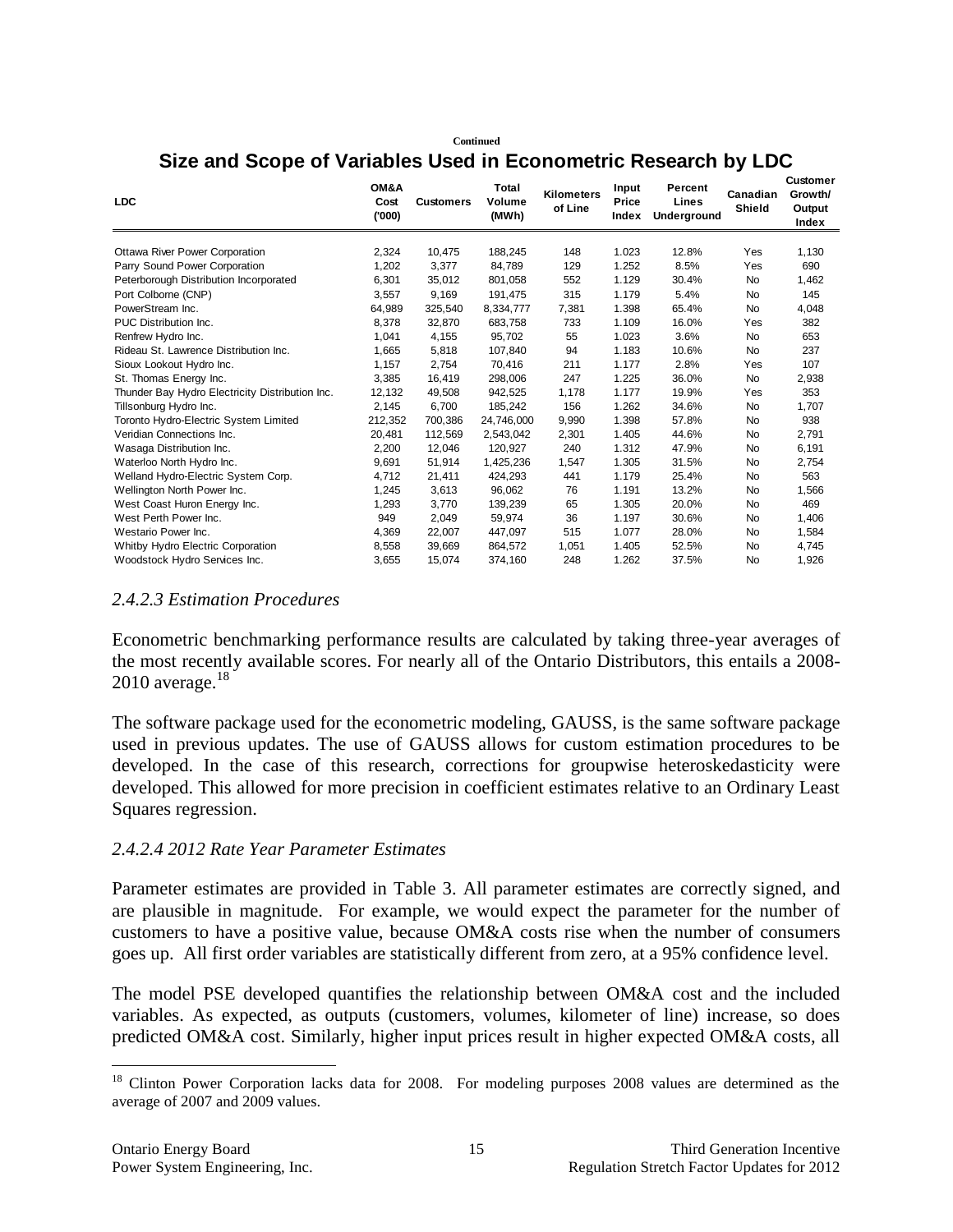**Continued**

## Size and Scope of Variables Used in Econometric Research by LDC

| LDC | OM&A Cost ('000) | Customers | Total Volume (MWh) | Kilometers of Line | Input Price Index | Percent Lines Underground | Canadian Shield | Customer Growth/ Output Index |
|---|---|---|---|---|---|---|---|---|
| Ottawa River Power Corporation | 2,324 | 10,475 | 188,245 | 148 | 1.023 | 12.8% | Yes | 1,130 |
| Parry Sound Power Corporation | 1,202 | 3,377 | 84,789 | 129 | 1.252 | 8.5% | Yes | 690 |
| Peterborough Distribution Incorporated | 6,301 | 35,012 | 801,058 | 552 | 1.129 | 30.4% | No | 1,462 |
| Port Colborne (CNP) | 3,557 | 9,169 | 191,475 | 315 | 1.179 | 5.4% | No | 145 |
| PowerStream Inc. | 64,989 | 325,540 | 8,334,777 | 7,381 | 1.398 | 65.4% | No | 4,048 |
| PUC Distribution Inc. | 8,378 | 32,870 | 683,758 | 733 | 1.109 | 16.0% | Yes | 382 |
| Renfrew Hydro Inc. | 1,041 | 4,155 | 95,702 | 55 | 1.023 | 3.6% | No | 653 |
| Rideau St. Lawrence Distribution Inc. | 1,665 | 5,818 | 107,840 | 94 | 1.183 | 10.6% | No | 237 |
| Sioux Lookout Hydro Inc. | 1,157 | 2,754 | 70,416 | 211 | 1.177 | 2.8% | Yes | 107 |
| St. Thomas Energy Inc. | 3,385 | 16,419 | 298,006 | 247 | 1.225 | 36.0% | No | 2,938 |
| Thunder Bay Hydro Electricity Distribution Inc. | 12,132 | 49,508 | 942,525 | 1,178 | 1.177 | 19.9% | Yes | 353 |
| Tillsonburg Hydro Inc. | 2,145 | 6,700 | 185,242 | 156 | 1.262 | 34.6% | No | 1,707 |
| Toronto Hydro-Electric System Limited | 212,352 | 700,386 | 24,746,000 | 9,990 | 1.398 | 57.8% | No | 938 |
| Veridian Connections Inc. | 20,481 | 112,569 | 2,543,042 | 2,301 | 1.405 | 44.6% | No | 2,791 |
| Wasaga Distribution Inc. | 2,200 | 12,046 | 120,927 | 240 | 1.312 | 47.9% | No | 6,191 |
| Waterloo North Hydro Inc. | 9,691 | 51,914 | 1,425,236 | 1,547 | 1.305 | 31.5% | No | 2,754 |
| Welland Hydro-Electric System Corp. | 4,712 | 21,411 | 424,293 | 441 | 1.179 | 25.4% | No | 563 |
| Wellington North Power Inc. | 1,245 | 3,613 | 96,062 | 76 | 1.191 | 13.2% | No | 1,566 |
| West Coast Huron Energy Inc. | 1,293 | 3,770 | 139,239 | 65 | 1.305 | 20.0% | No | 469 |
| West Perth Power Inc. | 949 | 2,049 | 59,974 | 36 | 1.197 | 30.6% | No | 1,406 |
| Westario Power Inc. | 4,369 | 22,007 | 447,097 | 515 | 1.077 | 28.0% | No | 1,584 |
| Whitby Hydro Electric Corporation | 8,558 | 39,669 | 864,572 | 1,051 | 1.405 | 52.5% | No | 4,745 |
| Woodstock Hydro Services Inc. | 3,655 | 15,074 | 374,160 | 248 | 1.262 | 37.5% | No | 1,926 |

#### *2.4.2.3 Estimation Procedures*

Econometric benchmarking performance results are calculated by taking three-year averages of the most recently available scores. For nearly all of the Ontario Distributors, this entails a 2008-2010 average.[18]

The software package used for the econometric modeling, GAUSS, is the same software package used in previous updates. The use of GAUSS allows for custom estimation procedures to be developed. In the case of this research, corrections for groupwise heteroskedasticity were developed. This allowed for more precision in coefficient estimates relative to an Ordinary Least Squares regression.

#### *2.4.2.4 2012 Rate Year Parameter Estimates*

Parameter estimates are provided in Table 3. All parameter estimates are correctly signed, and are plausible in magnitude. For example, we would expect the parameter for the number of customers to have a positive value, because OM&A costs rise when the number of consumers goes up. All first order variables are statistically different from zero, at a 95% confidence level.

The model PSE developed quantifies the relationship between OM&A cost and the included variables. As expected, as outputs (customers, volumes, kilometer of line) increase, so does predicted OM&A cost. Similarly, higher input prices result in higher expected OM&A costs, all

[18] Clinton Power Corporation lacks data for 2008. For modeling purposes 2008 values are determined as the average of 2007 and 2009 values.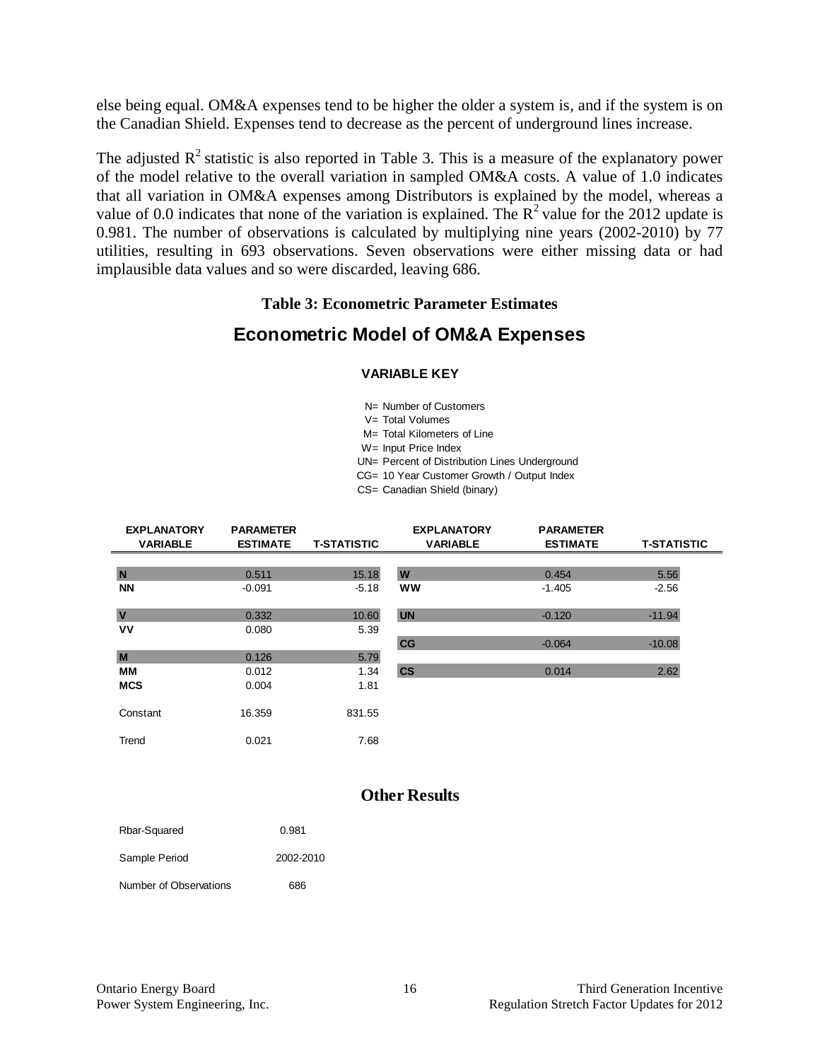else being equal. OM&A expenses tend to be higher the older a system is, and if the system is on the Canadian Shield. Expenses tend to decrease as the percent of underground lines increase.

The adjusted $R^2$ statistic is also reported in Table 3. This is a measure of the explanatory power of the model relative to the overall variation in sampled OM&A costs. A value of 1.0 indicates that all variation in OM&A expenses among Distributors is explained by the model, whereas a value of 0.0 indicates that none of the variation is explained. The $R^2$ value for the 2012 update is 0.981. The number of observations is calculated by multiplying nine years (2002-2010) by 77 utilities, resulting in 693 observations. Seven observations were either missing data or had implausible data values and so were discarded, leaving 686.

**Table 3: Econometric Parameter Estimates**

## Econometric Model of OM&A Expenses

**VARIABLE KEY**

N= Number of Customers
V= Total Volumes
M= Total Kilometers of Line
W= Input Price Index
UN= Percent of Distribution Lines Underground
CG= 10 Year Customer Growth / Output Index
CS= Canadian Shield (binary)

| EXPLANATORY VARIABLE | PARAMETER ESTIMATE | T-STATISTIC | EXPLANATORY VARIABLE | PARAMETER ESTIMATE | T-STATISTIC |
|---|---|---|---|---|---|
| **N** | 0.511 | 15.18 | **W** | 0.454 | 5.56 |
| **NN** | -0.091 | -5.18 | **WW** | -1.405 | -2.56 |
| **V** | 0.332 | 10.60 | **UN** | -0.120 | -11.94 |
| **VV** | 0.080 | 5.39 | | | |
| | | | **CG** | -0.064 | -10.08 |
| **M** | 0.126 | 5.79 | | | |
| **MM** | 0.012 | 1.34 | **CS** | 0.014 | 2.62 |
| **MCS** | 0.004 | 1.81 | | | |
| Constant | 16.359 | 831.55 | | | |
| Trend | 0.021 | 7.68 | | | |

### Other Results

| | |
|---|---|
| Rbar-Squared | 0.981 |
| Sample Period | 2002-2010 |
| Number of Observations | 686 |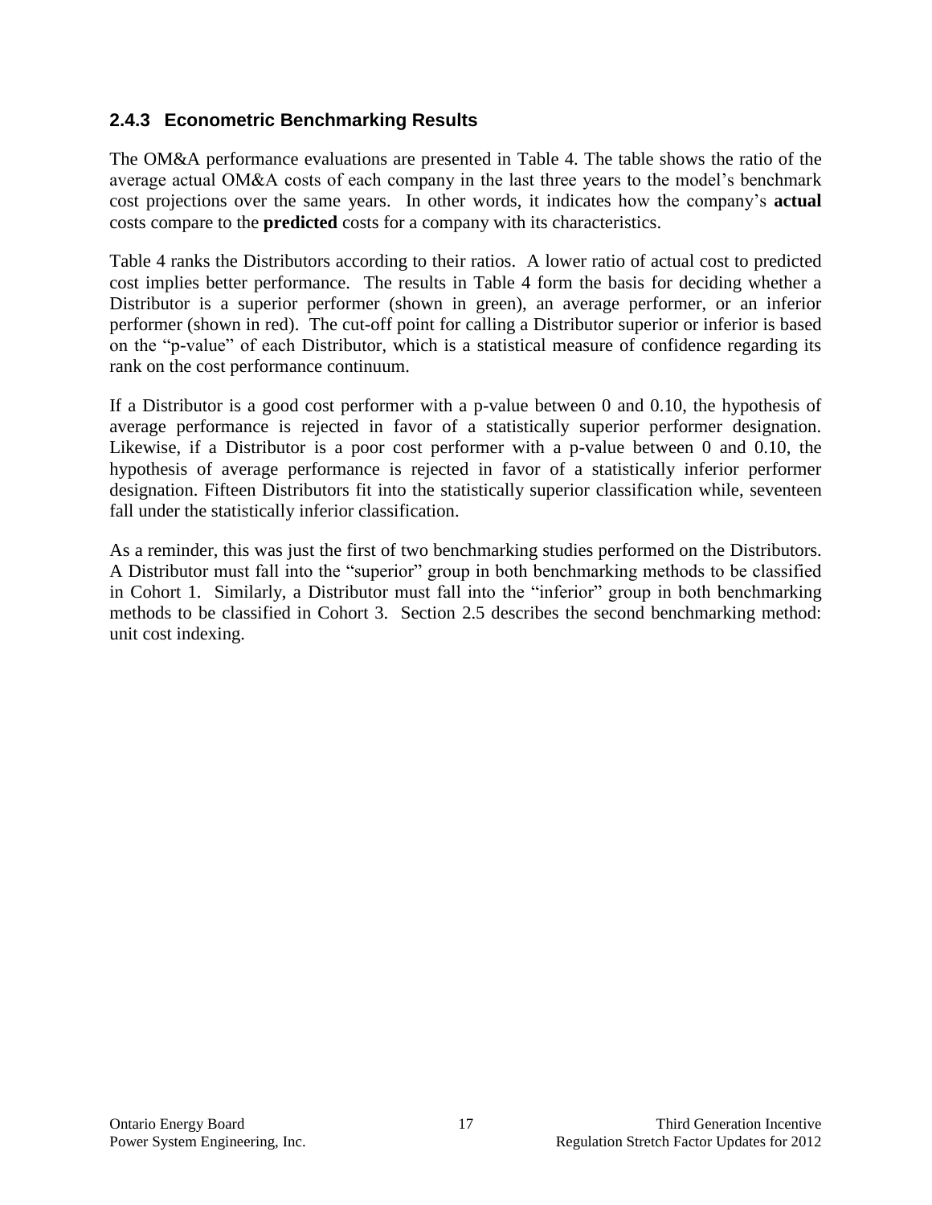### 2.4.3 Econometric Benchmarking Results

The OM&A performance evaluations are presented in Table 4. The table shows the ratio of the average actual OM&A costs of each company in the last three years to the model's benchmark cost projections over the same years. In other words, it indicates how the company's **actual** costs compare to the **predicted** costs for a company with its characteristics.

Table 4 ranks the Distributors according to their ratios. A lower ratio of actual cost to predicted cost implies better performance. The results in Table 4 form the basis for deciding whether a Distributor is a superior performer (shown in green), an average performer, or an inferior performer (shown in red). The cut-off point for calling a Distributor superior or inferior is based on the "p-value" of each Distributor, which is a statistical measure of confidence regarding its rank on the cost performance continuum.

If a Distributor is a good cost performer with a p-value between 0 and 0.10, the hypothesis of average performance is rejected in favor of a statistically superior performer designation. Likewise, if a Distributor is a poor cost performer with a p-value between 0 and 0.10, the hypothesis of average performance is rejected in favor of a statistically inferior performer designation. Fifteen Distributors fit into the statistically superior classification while, seventeen fall under the statistically inferior classification.

As a reminder, this was just the first of two benchmarking studies performed on the Distributors. A Distributor must fall into the "superior" group in both benchmarking methods to be classified in Cohort 1. Similarly, a Distributor must fall into the "inferior" group in both benchmarking methods to be classified in Cohort 3. Section 2.5 describes the second benchmarking method: unit cost indexing.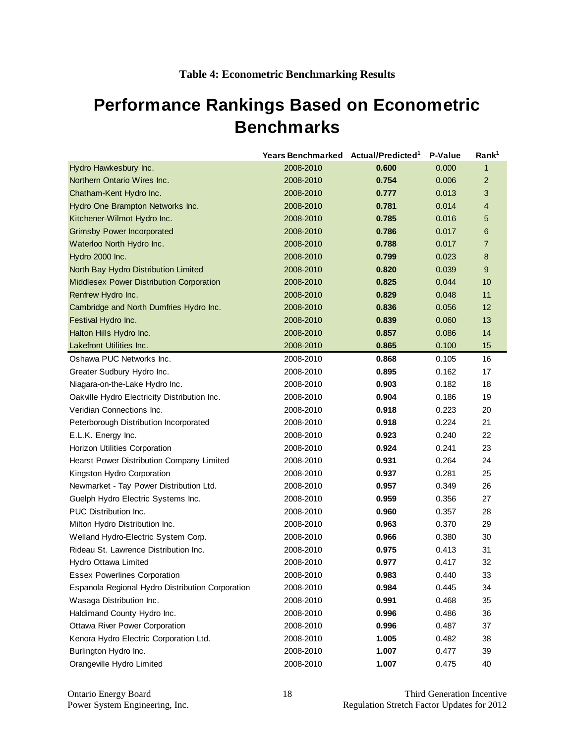**Table 4: Econometric Benchmarking Results**

# Performance Rankings Based on Econometric Benchmarks

| | Years Benchmarked | Actual/Predicted[1] | P-Value | Rank[1] |
|---|---|---|---|---|
| Hydro Hawkesbury Inc. | 2008-2010 | **0.600** | 0.000 | 1 |
| Northern Ontario Wires Inc. | 2008-2010 | **0.754** | 0.006 | 2 |
| Chatham-Kent Hydro Inc. | 2008-2010 | **0.777** | 0.013 | 3 |
| Hydro One Brampton Networks Inc. | 2008-2010 | **0.781** | 0.014 | 4 |
| Kitchener-Wilmot Hydro Inc. | 2008-2010 | **0.785** | 0.016 | 5 |
| Grimsby Power Incorporated | 2008-2010 | **0.786** | 0.017 | 6 |
| Waterloo North Hydro Inc. | 2008-2010 | **0.788** | 0.017 | 7 |
| Hydro 2000 Inc. | 2008-2010 | **0.799** | 0.023 | 8 |
| North Bay Hydro Distribution Limited | 2008-2010 | **0.820** | 0.039 | 9 |
| Middlesex Power Distribution Corporation | 2008-2010 | **0.825** | 0.044 | 10 |
| Renfrew Hydro Inc. | 2008-2010 | **0.829** | 0.048 | 11 |
| Cambridge and North Dumfries Hydro Inc. | 2008-2010 | **0.836** | 0.056 | 12 |
| Festival Hydro Inc. | 2008-2010 | **0.839** | 0.060 | 13 |
| Halton Hills Hydro Inc. | 2008-2010 | **0.857** | 0.086 | 14 |
| Lakefront Utilities Inc. | 2008-2010 | **0.865** | 0.100 | 15 |
| Oshawa PUC Networks Inc. | 2008-2010 | **0.868** | 0.105 | 16 |
| Greater Sudbury Hydro Inc. | 2008-2010 | **0.895** | 0.162 | 17 |
| Niagara-on-the-Lake Hydro Inc. | 2008-2010 | **0.903** | 0.182 | 18 |
| Oakville Hydro Electricity Distribution Inc. | 2008-2010 | **0.904** | 0.186 | 19 |
| Veridian Connections Inc. | 2008-2010 | **0.918** | 0.223 | 20 |
| Peterborough Distribution Incorporated | 2008-2010 | **0.918** | 0.224 | 21 |
| E.L.K. Energy Inc. | 2008-2010 | **0.923** | 0.240 | 22 |
| Horizon Utilities Corporation | 2008-2010 | **0.924** | 0.241 | 23 |
| Hearst Power Distribution Company Limited | 2008-2010 | **0.931** | 0.264 | 24 |
| Kingston Hydro Corporation | 2008-2010 | **0.937** | 0.281 | 25 |
| Newmarket - Tay Power Distribution Ltd. | 2008-2010 | **0.957** | 0.349 | 26 |
| Guelph Hydro Electric Systems Inc. | 2008-2010 | **0.959** | 0.356 | 27 |
| PUC Distribution Inc. | 2008-2010 | **0.960** | 0.357 | 28 |
| Milton Hydro Distribution Inc. | 2008-2010 | **0.963** | 0.370 | 29 |
| Welland Hydro-Electric System Corp. | 2008-2010 | **0.966** | 0.380 | 30 |
| Rideau St. Lawrence Distribution Inc. | 2008-2010 | **0.975** | 0.413 | 31 |
| Hydro Ottawa Limited | 2008-2010 | **0.977** | 0.417 | 32 |
| Essex Powerlines Corporation | 2008-2010 | **0.983** | 0.440 | 33 |
| Espanola Regional Hydro Distribution Corporation | 2008-2010 | **0.984** | 0.445 | 34 |
| Wasaga Distribution Inc. | 2008-2010 | **0.991** | 0.468 | 35 |
| Haldimand County Hydro Inc. | 2008-2010 | **0.996** | 0.486 | 36 |
| Ottawa River Power Corporation | 2008-2010 | **0.996** | 0.487 | 37 |
| Kenora Hydro Electric Corporation Ltd. | 2008-2010 | **1.005** | 0.482 | 38 |
| Burlington Hydro Inc. | 2008-2010 | **1.007** | 0.477 | 39 |
| Orangeville Hydro Limited | 2008-2010 | **1.007** | 0.475 | 40 |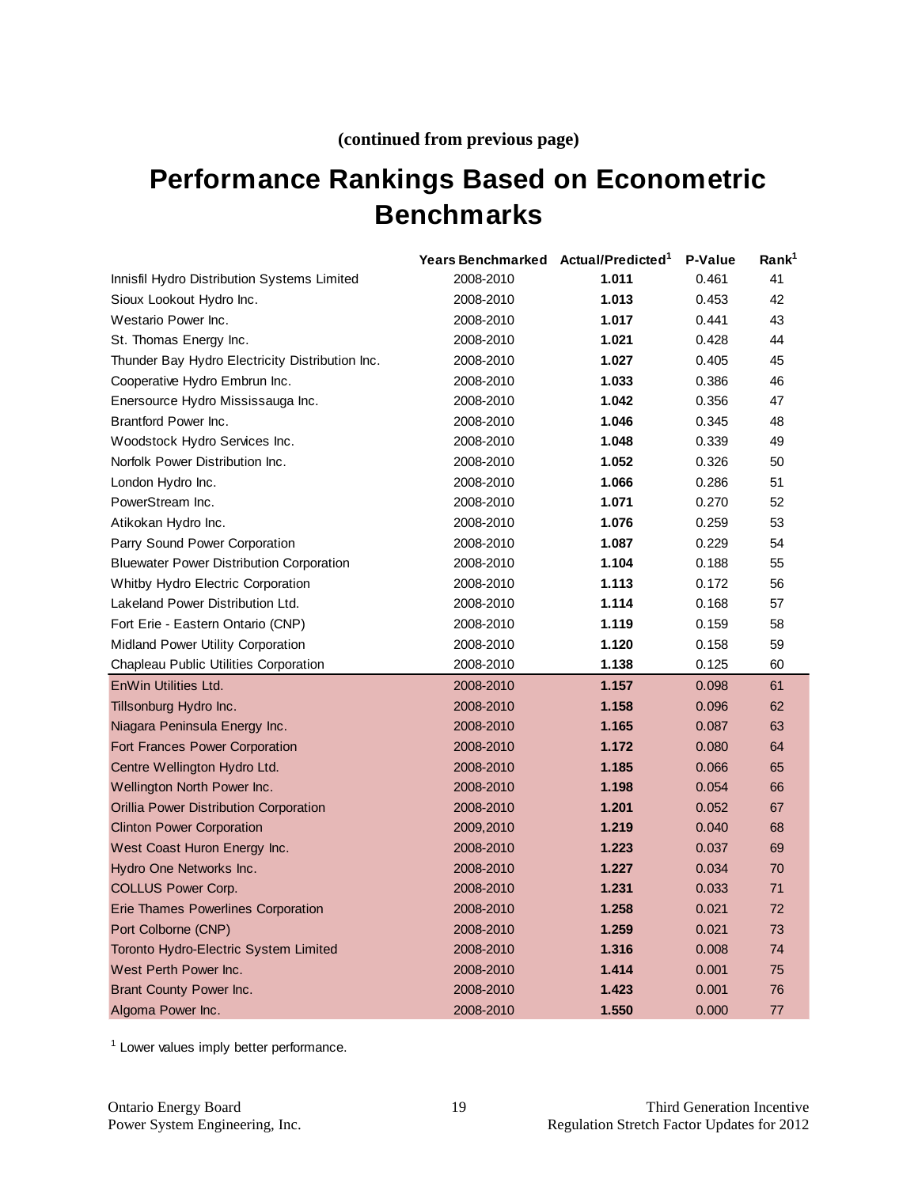(continued from previous page)

# Performance Rankings Based on Econometric Benchmarks

| | Years Benchmarked | Actual/Predicted[1] | P-Value | Rank[1] |
|---|---|---|---|---|
| Innisfil Hydro Distribution Systems Limited | 2008-2010 | **1.011** | 0.461 | 41 |
| Sioux Lookout Hydro Inc. | 2008-2010 | **1.013** | 0.453 | 42 |
| Westario Power Inc. | 2008-2010 | **1.017** | 0.441 | 43 |
| St. Thomas Energy Inc. | 2008-2010 | **1.021** | 0.428 | 44 |
| Thunder Bay Hydro Electricity Distribution Inc. | 2008-2010 | **1.027** | 0.405 | 45 |
| Cooperative Hydro Embrun Inc. | 2008-2010 | **1.033** | 0.386 | 46 |
| Enersource Hydro Mississauga Inc. | 2008-2010 | **1.042** | 0.356 | 47 |
| Brantford Power Inc. | 2008-2010 | **1.046** | 0.345 | 48 |
| Woodstock Hydro Services Inc. | 2008-2010 | **1.048** | 0.339 | 49 |
| Norfolk Power Distribution Inc. | 2008-2010 | **1.052** | 0.326 | 50 |
| London Hydro Inc. | 2008-2010 | **1.066** | 0.286 | 51 |
| PowerStream Inc. | 2008-2010 | **1.071** | 0.270 | 52 |
| Atikokan Hydro Inc. | 2008-2010 | **1.076** | 0.259 | 53 |
| Parry Sound Power Corporation | 2008-2010 | **1.087** | 0.229 | 54 |
| Bluewater Power Distribution Corporation | 2008-2010 | **1.104** | 0.188 | 55 |
| Whitby Hydro Electric Corporation | 2008-2010 | **1.113** | 0.172 | 56 |
| Lakeland Power Distribution Ltd. | 2008-2010 | **1.114** | 0.168 | 57 |
| Fort Erie - Eastern Ontario (CNP) | 2008-2010 | **1.119** | 0.159 | 58 |
| Midland Power Utility Corporation | 2008-2010 | **1.120** | 0.158 | 59 |
| Chapleau Public Utilities Corporation | 2008-2010 | **1.138** | 0.125 | 60 |
| EnWin Utilities Ltd. | 2008-2010 | **1.157** | 0.098 | 61 |
| Tillsonburg Hydro Inc. | 2008-2010 | **1.158** | 0.096 | 62 |
| Niagara Peninsula Energy Inc. | 2008-2010 | **1.165** | 0.087 | 63 |
| Fort Frances Power Corporation | 2008-2010 | **1.172** | 0.080 | 64 |
| Centre Wellington Hydro Ltd. | 2008-2010 | **1.185** | 0.066 | 65 |
| Wellington North Power Inc. | 2008-2010 | **1.198** | 0.054 | 66 |
| Orillia Power Distribution Corporation | 2008-2010 | **1.201** | 0.052 | 67 |
| Clinton Power Corporation | 2009,2010 | **1.219** | 0.040 | 68 |
| West Coast Huron Energy Inc. | 2008-2010 | **1.223** | 0.037 | 69 |
| Hydro One Networks Inc. | 2008-2010 | **1.227** | 0.034 | 70 |
| COLLUS Power Corp. | 2008-2010 | **1.231** | 0.033 | 71 |
| Erie Thames Powerlines Corporation | 2008-2010 | **1.258** | 0.021 | 72 |
| Port Colborne (CNP) | 2008-2010 | **1.259** | 0.021 | 73 |
| Toronto Hydro-Electric System Limited | 2008-2010 | **1.316** | 0.008 | 74 |
| West Perth Power Inc. | 2008-2010 | **1.414** | 0.001 | 75 |
| Brant County Power Inc. | 2008-2010 | **1.423** | 0.001 | 76 |
| Algoma Power Inc. | 2008-2010 | **1.550** | 0.000 | 77 |

[1] Lower values imply better performance.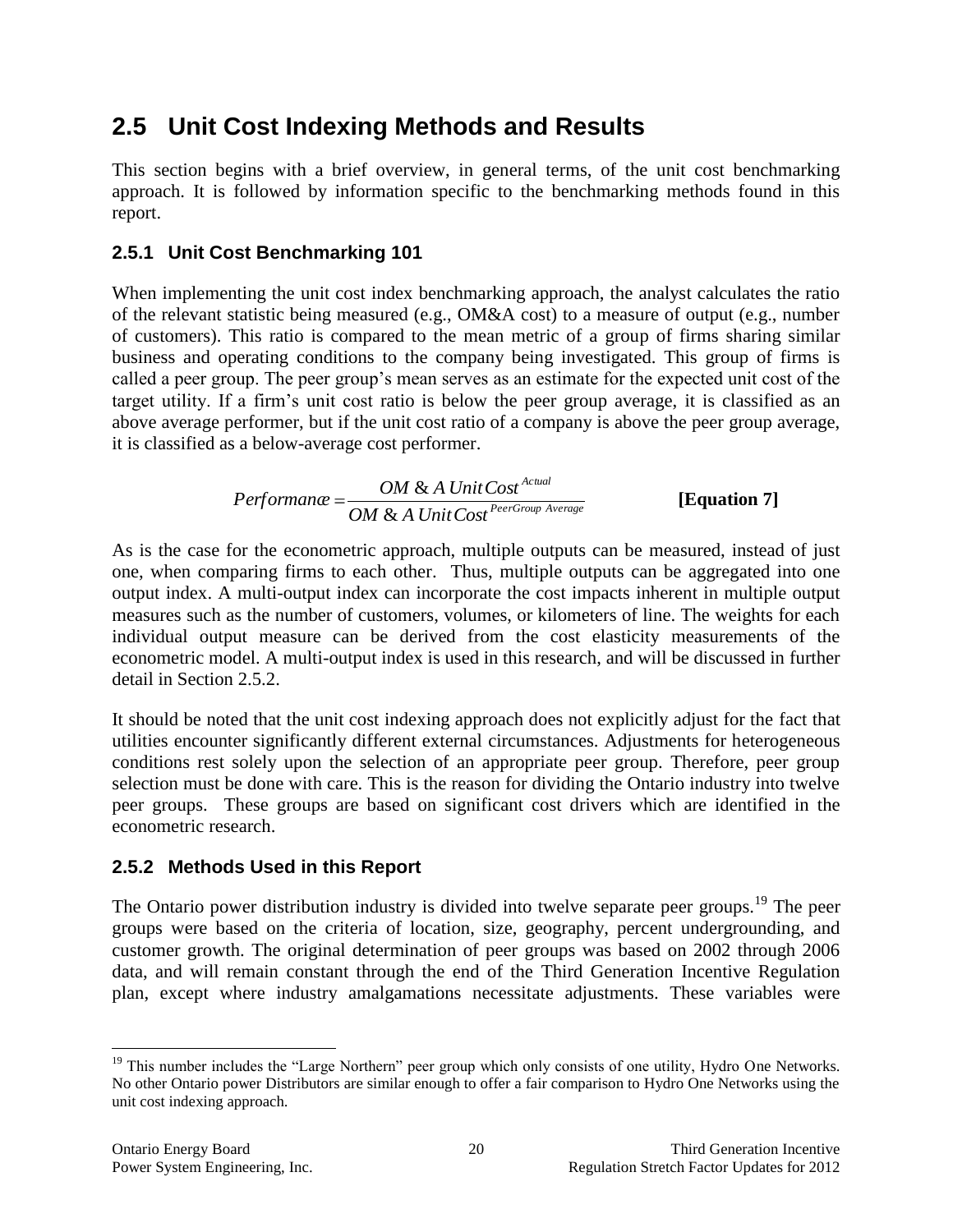## 2.5 Unit Cost Indexing Methods and Results

This section begins with a brief overview, in general terms, of the unit cost benchmarking approach. It is followed by information specific to the benchmarking methods found in this report.

### 2.5.1 Unit Cost Benchmarking 101

When implementing the unit cost index benchmarking approach, the analyst calculates the ratio of the relevant statistic being measured (e.g., OM&A cost) to a measure of output (e.g., number of customers). This ratio is compared to the mean metric of a group of firms sharing similar business and operating conditions to the company being investigated. This group of firms is called a peer group. The peer group's mean serves as an estimate for the expected unit cost of the target utility. If a firm's unit cost ratio is below the peer group average, it is classified as an above average performer, but if the unit cost ratio of a company is above the peer group average, it is classified as a below-average cost performer.

$$Performance = \frac{OM\ \&\ A\ Unit\,Cost^{Actual}}{OM\ \&\ A\ Unit\,Cost^{PeerGroup\ Average}} \qquad \textbf{[Equation 7]}$$

As is the case for the econometric approach, multiple outputs can be measured, instead of just one, when comparing firms to each other. Thus, multiple outputs can be aggregated into one output index. A multi-output index can incorporate the cost impacts inherent in multiple output measures such as the number of customers, volumes, or kilometers of line. The weights for each individual output measure can be derived from the cost elasticity measurements of the econometric model. A multi-output index is used in this research, and will be discussed in further detail in Section 2.5.2.

It should be noted that the unit cost indexing approach does not explicitly adjust for the fact that utilities encounter significantly different external circumstances. Adjustments for heterogeneous conditions rest solely upon the selection of an appropriate peer group. Therefore, peer group selection must be done with care. This is the reason for dividing the Ontario industry into twelve peer groups. These groups are based on significant cost drivers which are identified in the econometric research.

### 2.5.2 Methods Used in this Report

The Ontario power distribution industry is divided into twelve separate peer groups.[19] The peer groups were based on the criteria of location, size, geography, percent undergrounding, and customer growth. The original determination of peer groups was based on 2002 through 2006 data, and will remain constant through the end of the Third Generation Incentive Regulation plan, except where industry amalgamations necessitate adjustments. These variables were

[19] This number includes the "Large Northern" peer group which only consists of one utility, Hydro One Networks. No other Ontario power Distributors are similar enough to offer a fair comparison to Hydro One Networks using the unit cost indexing approach.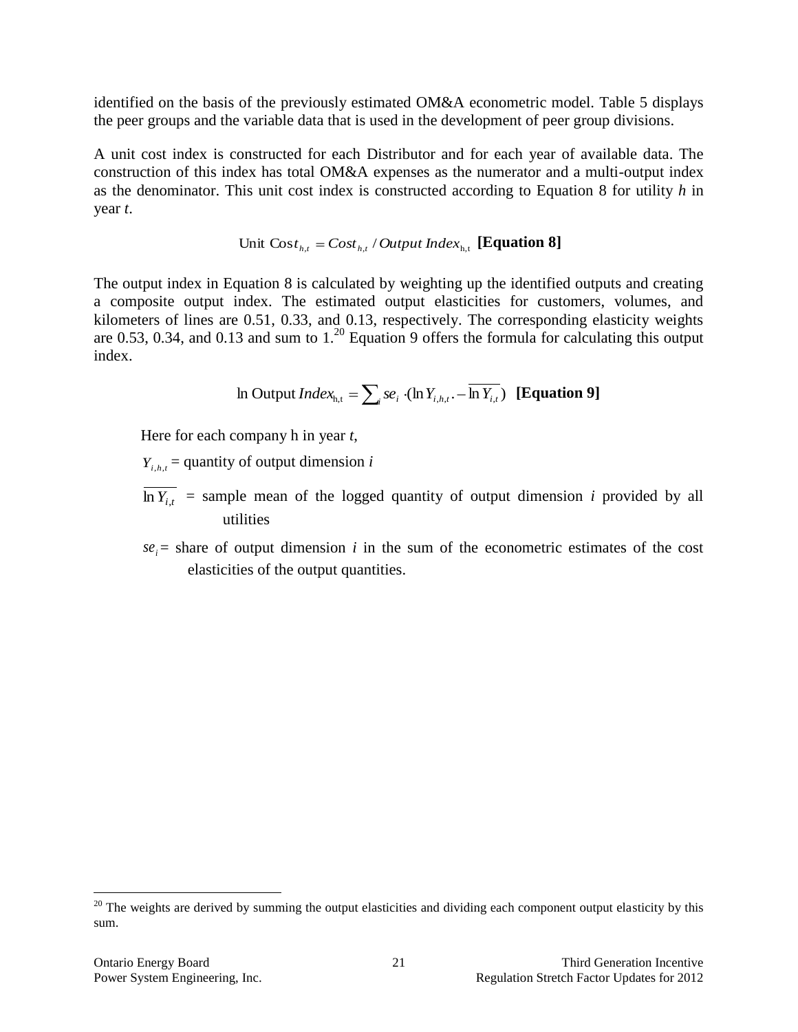identified on the basis of the previously estimated OM&A econometric model. Table 5 displays the peer groups and the variable data that is used in the development of peer group divisions.

A unit cost index is constructed for each Distributor and for each year of available data. The construction of this index has total OM&A expenses as the numerator and a multi-output index as the denominator. This unit cost index is constructed according to Equation 8 for utility *h* in year *t*.

$$\text{Unit Cost}_{h,t} = Cost_{h,t} / Output\ Index_{h,t} \quad \textbf{[Equation 8]}$$

The output index in Equation 8 is calculated by weighting up the identified outputs and creating a composite output index. The estimated output elasticities for customers, volumes, and kilometers of lines are 0.51, 0.33, and 0.13, respectively. The corresponding elasticity weights are 0.53, 0.34, and 0.13 and sum to 1.[20] Equation 9 offers the formula for calculating this output index.

$$\ln \text{Output}\ Index_{h,t} = \sum_i se_i \cdot (\ln Y_{i,h,t} - \overline{\ln Y_{i,t}}) \quad \textbf{[Equation 9]}$$

Here for each company h in year *t*,

$Y_{i,h,t}$ = quantity of output dimension *i*

$\overline{\ln Y_{i,t}}$ = sample mean of the logged quantity of output dimension *i* provided by all utilities

$se_i$ = share of output dimension *i* in the sum of the econometric estimates of the cost elasticities of the output quantities.

---

[20] The weights are derived by summing the output elasticities and dividing each component output elasticity by this sum.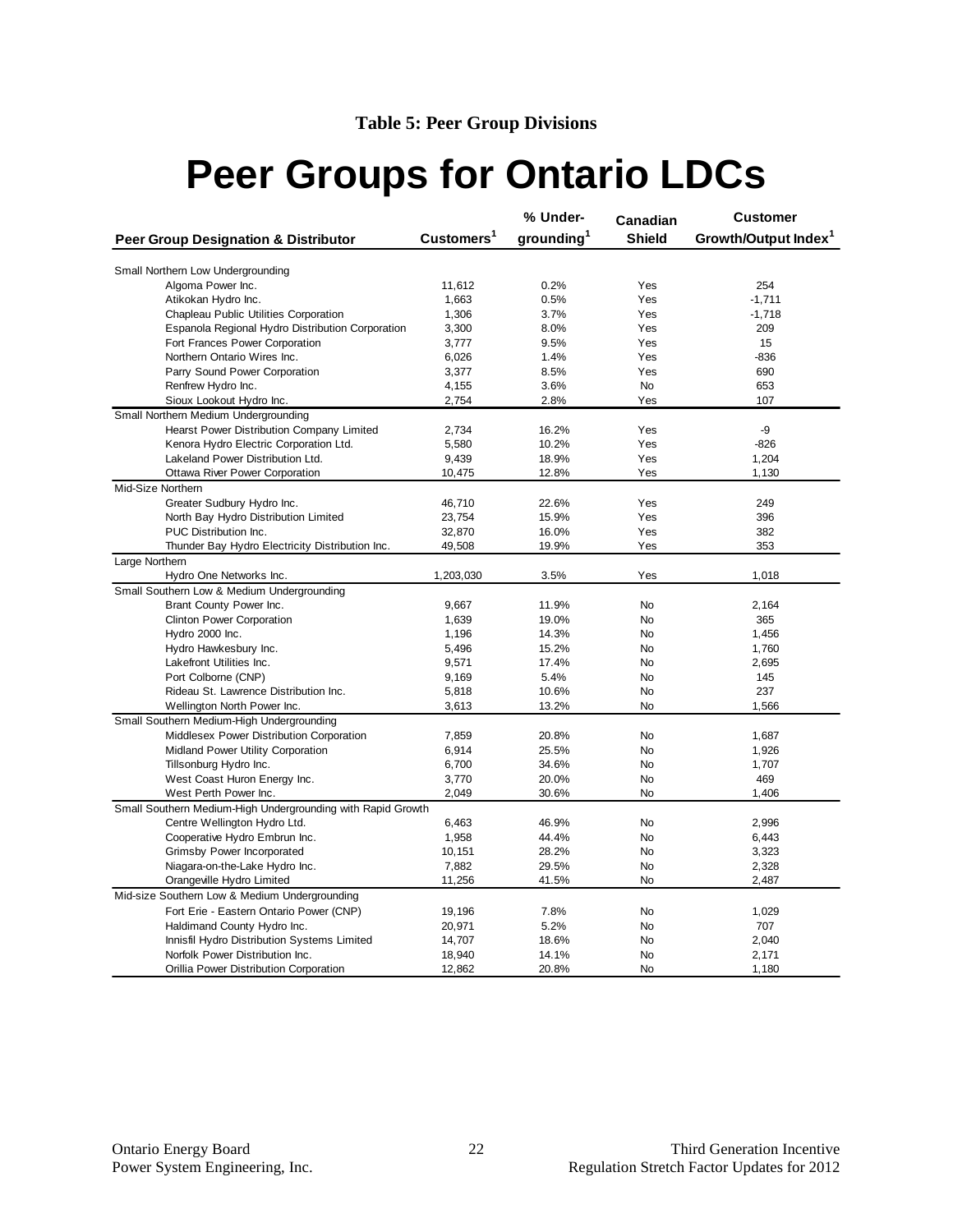**Table 5: Peer Group Divisions**

# Peer Groups for Ontario LDCs

| Peer Group Designation & Distributor | Customers[1] | % Under-grounding[1] | Canadian Shield | Customer Growth/Output Index[1] |
|---|---|---|---|---|
| Small Northern Low Undergrounding | | | | |
| Algoma Power Inc. | 11,612 | 0.2% | Yes | 254 |
| Atikokan Hydro Inc. | 1,663 | 0.5% | Yes | -1,711 |
| Chapleau Public Utilities Corporation | 1,306 | 3.7% | Yes | -1,718 |
| Espanola Regional Hydro Distribution Corporation | 3,300 | 8.0% | Yes | 209 |
| Fort Frances Power Corporation | 3,777 | 9.5% | Yes | 15 |
| Northern Ontario Wires Inc. | 6,026 | 1.4% | Yes | -836 |
| Parry Sound Power Corporation | 3,377 | 8.5% | Yes | 690 |
| Renfrew Hydro Inc. | 4,155 | 3.6% | No | 653 |
| Sioux Lookout Hydro Inc. | 2,754 | 2.8% | Yes | 107 |
| Small Northern Medium Undergrounding | | | | |
| Hearst Power Distribution Company Limited | 2,734 | 16.2% | Yes | -9 |
| Kenora Hydro Electric Corporation Ltd. | 5,580 | 10.2% | Yes | -826 |
| Lakeland Power Distribution Ltd. | 9,439 | 18.9% | Yes | 1,204 |
| Ottawa River Power Corporation | 10,475 | 12.8% | Yes | 1,130 |
| Mid-Size Northern | | | | |
| Greater Sudbury Hydro Inc. | 46,710 | 22.6% | Yes | 249 |
| North Bay Hydro Distribution Limited | 23,754 | 15.9% | Yes | 396 |
| PUC Distribution Inc. | 32,870 | 16.0% | Yes | 382 |
| Thunder Bay Hydro Electricity Distribution Inc. | 49,508 | 19.9% | Yes | 353 |
| Large Northern | | | | |
| Hydro One Networks Inc. | 1,203,030 | 3.5% | Yes | 1,018 |
| Small Southern Low & Medium Undergrounding | | | | |
| Brant County Power Inc. | 9,667 | 11.9% | No | 2,164 |
| Clinton Power Corporation | 1,639 | 19.0% | No | 365 |
| Hydro 2000 Inc. | 1,196 | 14.3% | No | 1,456 |
| Hydro Hawkesbury Inc. | 5,496 | 15.2% | No | 1,760 |
| Lakefront Utilities Inc. | 9,571 | 17.4% | No | 2,695 |
| Port Colborne (CNP) | 9,169 | 5.4% | No | 145 |
| Rideau St. Lawrence Distribution Inc. | 5,818 | 10.6% | No | 237 |
| Wellington North Power Inc. | 3,613 | 13.2% | No | 1,566 |
| Small Southern Medium-High Undergrounding | | | | |
| Middlesex Power Distribution Corporation | 7,859 | 20.8% | No | 1,687 |
| Midland Power Utility Corporation | 6,914 | 25.5% | No | 1,926 |
| Tillsonburg Hydro Inc. | 6,700 | 34.6% | No | 1,707 |
| West Coast Huron Energy Inc. | 3,770 | 20.0% | No | 469 |
| West Perth Power Inc. | 2,049 | 30.6% | No | 1,406 |
| Small Southern Medium-High Undergrounding with Rapid Growth | | | | |
| Centre Wellington Hydro Ltd. | 6,463 | 46.9% | No | 2,996 |
| Cooperative Hydro Embrun Inc. | 1,958 | 44.4% | No | 6,443 |
| Grimsby Power Incorporated | 10,151 | 28.2% | No | 3,323 |
| Niagara-on-the-Lake Hydro Inc. | 7,882 | 29.5% | No | 2,328 |
| Orangeville Hydro Limited | 11,256 | 41.5% | No | 2,487 |
| Mid-size Southern Low & Medium Undergrounding | | | | |
| Fort Erie - Eastern Ontario Power (CNP) | 19,196 | 7.8% | No | 1,029 |
| Haldimand County Hydro Inc. | 20,971 | 5.2% | No | 707 |
| Innisfil Hydro Distribution Systems Limited | 14,707 | 18.6% | No | 2,040 |
| Norfolk Power Distribution Inc. | 18,940 | 14.1% | No | 2,171 |
| Orillia Power Distribution Corporation | 12,862 | 20.8% | No | 1,180 |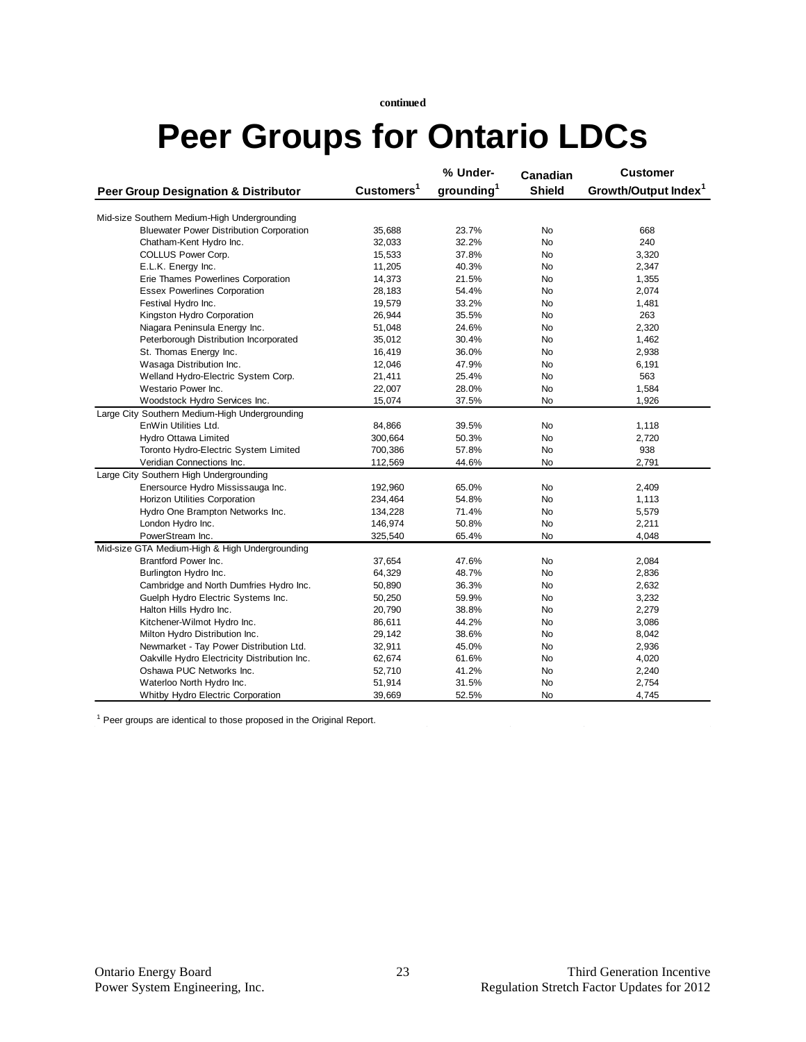continued

# Peer Groups for Ontario LDCs

| Peer Group Designation & Distributor | Customers[1] | % Under-grounding[1] | Canadian Shield | Customer Growth/Output Index[1] |
|---|---|---|---|---|
| Mid-size Southern Medium-High Undergrounding | | | | |
| Bluewater Power Distribution Corporation | 35,688 | 23.7% | No | 668 |
| Chatham-Kent Hydro Inc. | 32,033 | 32.2% | No | 240 |
| COLLUS Power Corp. | 15,533 | 37.8% | No | 3,320 |
| E.L.K. Energy Inc. | 11,205 | 40.3% | No | 2,347 |
| Erie Thames Powerlines Corporation | 14,373 | 21.5% | No | 1,355 |
| Essex Powerlines Corporation | 28,183 | 54.4% | No | 2,074 |
| Festival Hydro Inc. | 19,579 | 33.2% | No | 1,481 |
| Kingston Hydro Corporation | 26,944 | 35.5% | No | 263 |
| Niagara Peninsula Energy Inc. | 51,048 | 24.6% | No | 2,320 |
| Peterborough Distribution Incorporated | 35,012 | 30.4% | No | 1,462 |
| St. Thomas Energy Inc. | 16,419 | 36.0% | No | 2,938 |
| Wasaga Distribution Inc. | 12,046 | 47.9% | No | 6,191 |
| Welland Hydro-Electric System Corp. | 21,411 | 25.4% | No | 563 |
| Westario Power Inc. | 22,007 | 28.0% | No | 1,584 |
| Woodstock Hydro Services Inc. | 15,074 | 37.5% | No | 1,926 |
| Large City Southern Medium-High Undergrounding | | | | |
| EnWin Utilities Ltd. | 84,866 | 39.5% | No | 1,118 |
| Hydro Ottawa Limited | 300,664 | 50.3% | No | 2,720 |
| Toronto Hydro-Electric System Limited | 700,386 | 57.8% | No | 938 |
| Veridian Connections Inc. | 112,569 | 44.6% | No | 2,791 |
| Large City Southern High Undergrounding | | | | |
| Enersource Hydro Mississauga Inc. | 192,960 | 65.0% | No | 2,409 |
| Horizon Utilities Corporation | 234,464 | 54.8% | No | 1,113 |
| Hydro One Brampton Networks Inc. | 134,228 | 71.4% | No | 5,579 |
| London Hydro Inc. | 146,974 | 50.8% | No | 2,211 |
| PowerStream Inc. | 325,540 | 65.4% | No | 4,048 |
| Mid-size GTA Medium-High & High Undergrounding | | | | |
| Brantford Power Inc. | 37,654 | 47.6% | No | 2,084 |
| Burlington Hydro Inc. | 64,329 | 48.7% | No | 2,836 |
| Cambridge and North Dumfries Hydro Inc. | 50,890 | 36.3% | No | 2,632 |
| Guelph Hydro Electric Systems Inc. | 50,250 | 59.9% | No | 3,232 |
| Halton Hills Hydro Inc. | 20,790 | 38.8% | No | 2,279 |
| Kitchener-Wilmot Hydro Inc. | 86,611 | 44.2% | No | 3,086 |
| Milton Hydro Distribution Inc. | 29,142 | 38.6% | No | 8,042 |
| Newmarket - Tay Power Distribution Ltd. | 32,911 | 45.0% | No | 2,936 |
| Oakville Hydro Electricity Distribution Inc. | 62,674 | 61.6% | No | 4,020 |
| Oshawa PUC Networks Inc. | 52,710 | 41.2% | No | 2,240 |
| Waterloo North Hydro Inc. | 51,914 | 31.5% | No | 2,754 |
| Whitby Hydro Electric Corporation | 39,669 | 52.5% | No | 4,745 |

[1] Peer groups are identical to those proposed in the Original Report.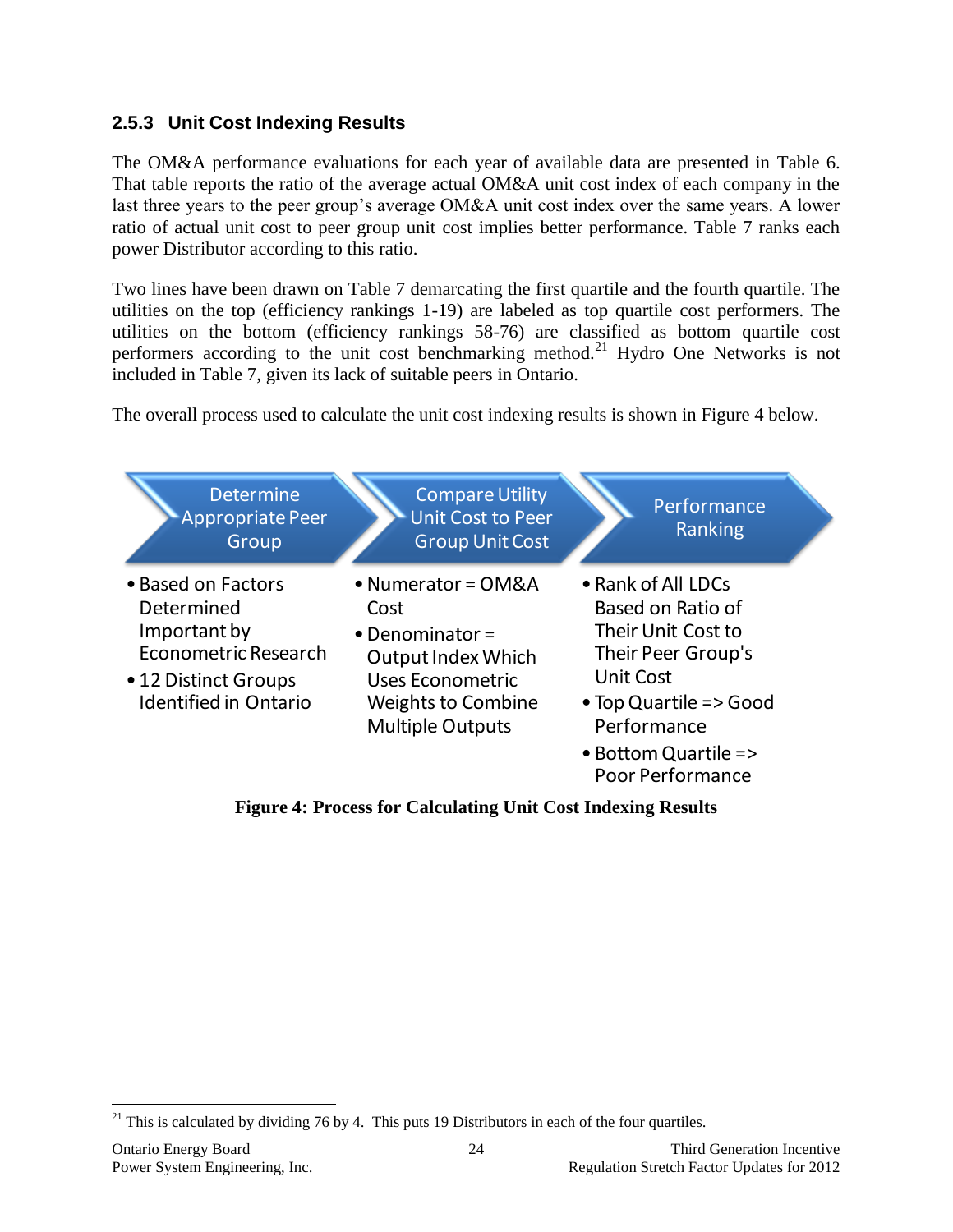### 2.5.3 Unit Cost Indexing Results

The OM&A performance evaluations for each year of available data are presented in Table 6. That table reports the ratio of the average actual OM&A unit cost index of each company in the last three years to the peer group's average OM&A unit cost index over the same years. A lower ratio of actual unit cost to peer group unit cost implies better performance. Table 7 ranks each power Distributor according to this ratio.

Two lines have been drawn on Table 7 demarcating the first quartile and the fourth quartile. The utilities on the top (efficiency rankings 1-19) are labeled as top quartile cost performers. The utilities on the bottom (efficiency rankings 58-76) are classified as bottom quartile cost performers according to the unit cost benchmarking method.[21] Hydro One Networks is not included in Table 7, given its lack of suitable peers in Ontario.

The overall process used to calculate the unit cost indexing results is shown in Figure 4 below.

**Determine Appropriate Peer Group**

- Based on Factors Determined Important by Econometric Research
- 12 Distinct Groups Identified in Ontario

**Compare Utility Unit Cost to Peer Group Unit Cost**

- Numerator = OM&A Cost
- Denominator = Output Index Which Uses Econometric Weights to Combine Multiple Outputs

**Performance Ranking**

- Rank of All LDCs Based on Ratio of Their Unit Cost to Their Peer Group's Unit Cost
- Top Quartile => Good Performance
- Bottom Quartile => Poor Performance

**Figure 4: Process for Calculating Unit Cost Indexing Results**

---

[21] This is calculated by dividing 76 by 4. This puts 19 Distributors in each of the four quartiles.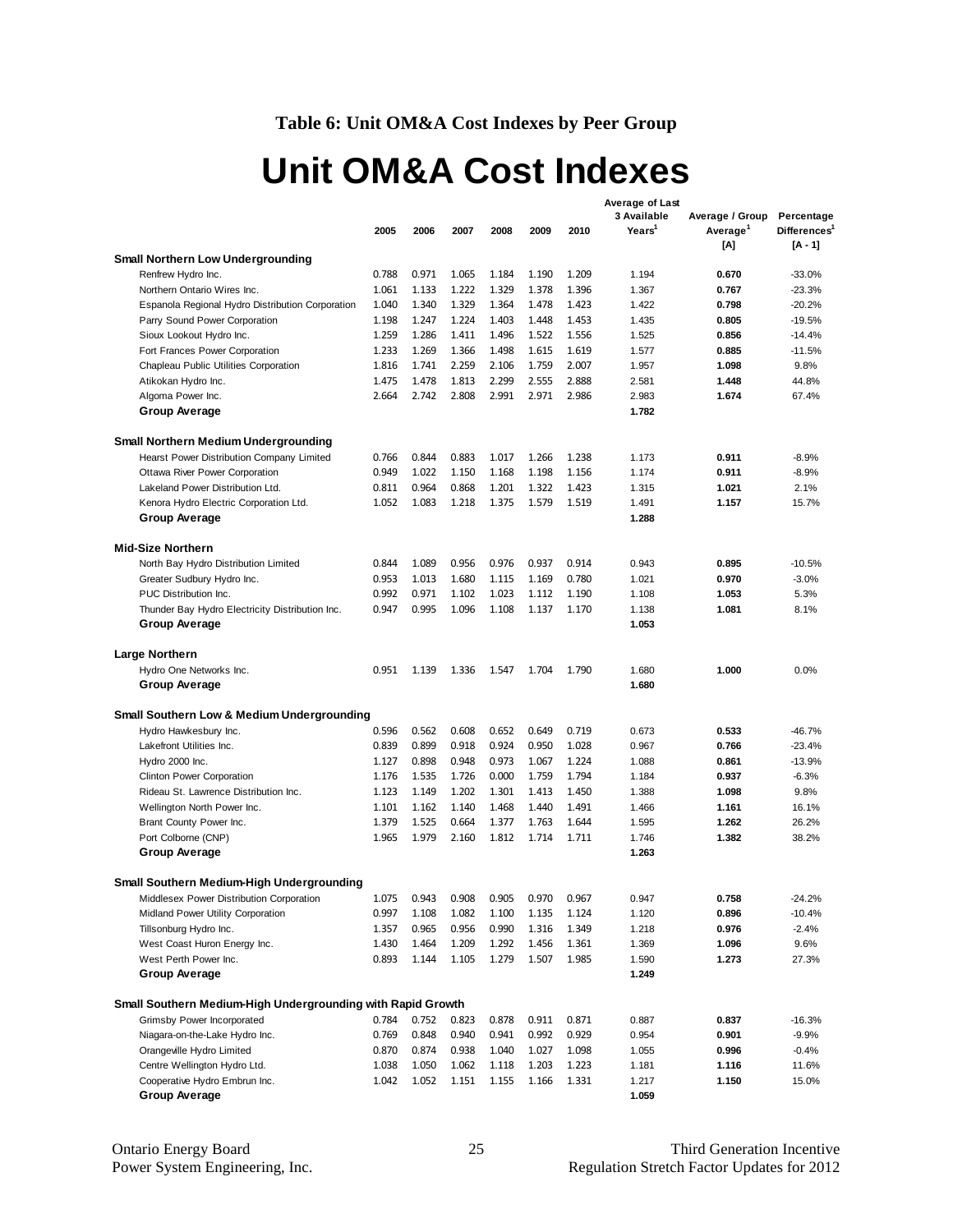**Table 6: Unit OM&A Cost Indexes by Peer Group**

# Unit OM&A Cost Indexes

| | 2005 | 2006 | 2007 | 2008 | 2009 | 2010 | Average of Last 3 Available Years[1] | Average / Group Average[1] [A] | Percentage Differences[1] [A - 1] |
|---|---|---|---|---|---|---|---|---|---|
| **Small Northern Low Undergrounding** | | | | | | | | | |
| Renfrew Hydro Inc. | 0.788 | 0.971 | 1.065 | 1.184 | 1.190 | 1.209 | 1.194 | **0.670** | -33.0% |
| Northern Ontario Wires Inc. | 1.061 | 1.133 | 1.222 | 1.329 | 1.378 | 1.396 | 1.367 | **0.767** | -23.3% |
| Espanola Regional Hydro Distribution Corporation | 1.040 | 1.340 | 1.329 | 1.364 | 1.478 | 1.423 | 1.422 | **0.798** | -20.2% |
| Parry Sound Power Corporation | 1.198 | 1.247 | 1.224 | 1.403 | 1.448 | 1.453 | 1.435 | **0.805** | -19.5% |
| Sioux Lookout Hydro Inc. | 1.259 | 1.286 | 1.411 | 1.496 | 1.522 | 1.556 | 1.525 | **0.856** | -14.4% |
| Fort Frances Power Corporation | 1.233 | 1.269 | 1.366 | 1.498 | 1.615 | 1.619 | 1.577 | **0.885** | -11.5% |
| Chapleau Public Utilities Corporation | 1.816 | 1.741 | 2.259 | 2.106 | 1.759 | 2.007 | 1.957 | **1.098** | 9.8% |
| Atikokan Hydro Inc. | 1.475 | 1.478 | 1.813 | 2.299 | 2.555 | 2.888 | 2.581 | **1.448** | 44.8% |
| Algoma Power Inc. | 2.664 | 2.742 | 2.808 | 2.991 | 2.971 | 2.986 | 2.983 | **1.674** | 67.4% |
| **Group Average** | | | | | | | **1.782** | | |
| **Small Northern Medium Undergrounding** | | | | | | | | | |
| Hearst Power Distribution Company Limited | 0.766 | 0.844 | 0.883 | 1.017 | 1.266 | 1.238 | 1.173 | **0.911** | -8.9% |
| Ottawa River Power Corporation | 0.949 | 1.022 | 1.150 | 1.168 | 1.198 | 1.156 | 1.174 | **0.911** | -8.9% |
| Lakeland Power Distribution Ltd. | 0.811 | 0.964 | 0.868 | 1.201 | 1.322 | 1.423 | 1.315 | **1.021** | 2.1% |
| Kenora Hydro Electric Corporation Ltd. | 1.052 | 1.083 | 1.218 | 1.375 | 1.579 | 1.519 | 1.491 | **1.157** | 15.7% |
| **Group Average** | | | | | | | **1.288** | | |
| **Mid-Size Northern** | | | | | | | | | |
| North Bay Hydro Distribution Limited | 0.844 | 1.089 | 0.956 | 0.976 | 0.937 | 0.914 | 0.943 | **0.895** | -10.5% |
| Greater Sudbury Hydro Inc. | 0.953 | 1.013 | 1.680 | 1.115 | 1.169 | 0.780 | 1.021 | **0.970** | -3.0% |
| PUC Distribution Inc. | 0.992 | 0.971 | 1.102 | 1.023 | 1.112 | 1.190 | 1.108 | **1.053** | 5.3% |
| Thunder Bay Hydro Electricity Distribution Inc. | 0.947 | 0.995 | 1.096 | 1.108 | 1.137 | 1.170 | 1.138 | **1.081** | 8.1% |
| **Group Average** | | | | | | | **1.053** | | |
| **Large Northern** | | | | | | | | | |
| Hydro One Networks Inc. | 0.951 | 1.139 | 1.336 | 1.547 | 1.704 | 1.790 | 1.680 | **1.000** | 0.0% |
| **Group Average** | | | | | | | **1.680** | | |
| **Small Southern Low & Medium Undergrounding** | | | | | | | | | |
| Hydro Hawkesbury Inc. | 0.596 | 0.562 | 0.608 | 0.652 | 0.649 | 0.719 | 0.673 | **0.533** | -46.7% |
| Lakefront Utilities Inc. | 0.839 | 0.899 | 0.918 | 0.924 | 0.950 | 1.028 | 0.967 | **0.766** | -23.4% |
| Hydro 2000 Inc. | 1.127 | 0.898 | 0.948 | 0.973 | 1.067 | 1.224 | 1.088 | **0.861** | -13.9% |
| Clinton Power Corporation | 1.176 | 1.535 | 1.726 | 0.000 | 1.759 | 1.794 | 1.184 | **0.937** | -6.3% |
| Rideau St. Lawrence Distribution Inc. | 1.123 | 1.149 | 1.202 | 1.301 | 1.413 | 1.450 | 1.388 | **1.098** | 9.8% |
| Wellington North Power Inc. | 1.101 | 1.162 | 1.140 | 1.468 | 1.440 | 1.491 | 1.466 | **1.161** | 16.1% |
| Brant County Power Inc. | 1.379 | 1.525 | 0.664 | 1.377 | 1.763 | 1.644 | 1.595 | **1.262** | 26.2% |
| Port Colborne (CNP) | 1.965 | 1.979 | 2.160 | 1.812 | 1.714 | 1.711 | 1.746 | **1.382** | 38.2% |
| **Group Average** | | | | | | | **1.263** | | |
| **Small Southern Medium-High Undergrounding** | | | | | | | | | |
| Middlesex Power Distribution Corporation | 1.075 | 0.943 | 0.908 | 0.905 | 0.970 | 0.967 | 0.947 | **0.758** | -24.2% |
| Midland Power Utility Corporation | 0.997 | 1.108 | 1.082 | 1.100 | 1.135 | 1.124 | 1.120 | **0.896** | -10.4% |
| Tillsonburg Hydro Inc. | 1.357 | 0.965 | 0.956 | 0.990 | 1.316 | 1.349 | 1.218 | **0.976** | -2.4% |
| West Coast Huron Energy Inc. | 1.430 | 1.464 | 1.209 | 1.292 | 1.456 | 1.361 | 1.369 | **1.096** | 9.6% |
| West Perth Power Inc. | 0.893 | 1.144 | 1.105 | 1.279 | 1.507 | 1.985 | 1.590 | **1.273** | 27.3% |
| **Group Average** | | | | | | | **1.249** | | |
| **Small Southern Medium-High Undergrounding with Rapid Growth** | | | | | | | | | |
| Grimsby Power Incorporated | 0.784 | 0.752 | 0.823 | 0.878 | 0.911 | 0.871 | 0.887 | **0.837** | -16.3% |
| Niagara-on-the-Lake Hydro Inc. | 0.769 | 0.848 | 0.940 | 0.941 | 0.992 | 0.929 | 0.954 | **0.901** | -9.9% |
| Orangeville Hydro Limited | 0.870 | 0.874 | 0.938 | 1.040 | 1.027 | 1.098 | 1.055 | **0.996** | -0.4% |
| Centre Wellington Hydro Ltd. | 1.038 | 1.050 | 1.062 | 1.118 | 1.203 | 1.223 | 1.181 | **1.116** | 11.6% |
| Cooperative Hydro Embrun Inc. | 1.042 | 1.052 | 1.151 | 1.155 | 1.166 | 1.331 | 1.217 | **1.150** | 15.0% |
| **Group Average** | | | | | | | **1.059** | | |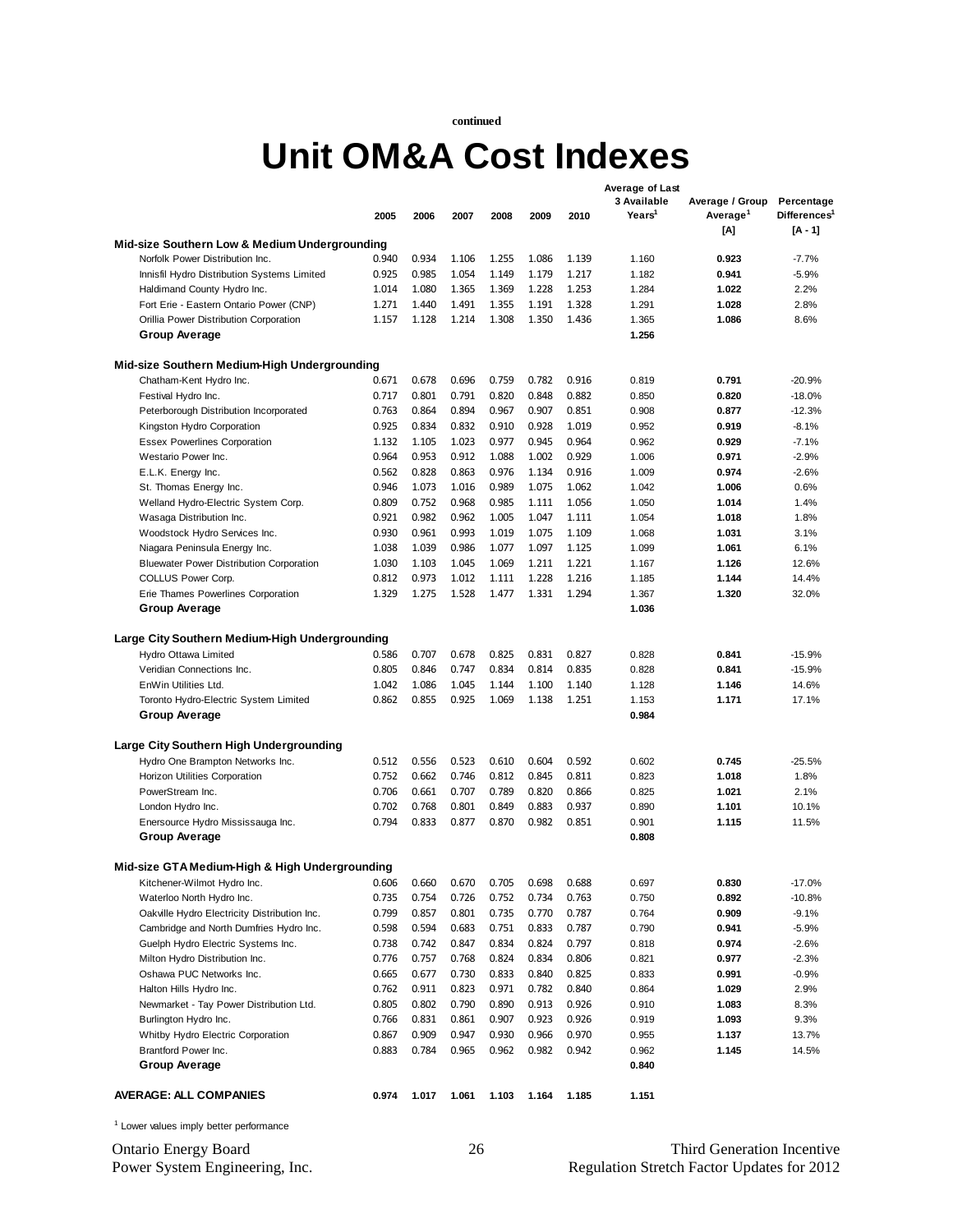continued

# Unit OM&A Cost Indexes

| | 2005 | 2006 | 2007 | 2008 | 2009 | 2010 | Average of Last 3 Available Years[1] | Average / Group Average[1] [A] | Percentage Differences[1] [A - 1] |
|---|---|---|---|---|---|---|---|---|---|
| **Mid-size Southern Low & Medium Undergrounding** | | | | | | | | | |
| Norfolk Power Distribution Inc. | 0.940 | 0.934 | 1.106 | 1.255 | 1.086 | 1.139 | 1.160 | **0.923** | -7.7% |
| Innisfil Hydro Distribution Systems Limited | 0.925 | 0.985 | 1.054 | 1.149 | 1.179 | 1.217 | 1.182 | **0.941** | -5.9% |
| Haldimand County Hydro Inc. | 1.014 | 1.080 | 1.365 | 1.369 | 1.228 | 1.253 | 1.284 | **1.022** | 2.2% |
| Fort Erie - Eastern Ontario Power (CNP) | 1.271 | 1.440 | 1.491 | 1.355 | 1.191 | 1.328 | 1.291 | **1.028** | 2.8% |
| Orillia Power Distribution Corporation | 1.157 | 1.128 | 1.214 | 1.308 | 1.350 | 1.436 | 1.365 | **1.086** | 8.6% |
| **Group Average** | | | | | | | **1.256** | | |
| **Mid-size Southern Medium-High Undergrounding** | | | | | | | | | |
| Chatham-Kent Hydro Inc. | 0.671 | 0.678 | 0.696 | 0.759 | 0.782 | 0.916 | 0.819 | **0.791** | -20.9% |
| Festival Hydro Inc. | 0.717 | 0.801 | 0.791 | 0.820 | 0.848 | 0.882 | 0.850 | **0.820** | -18.0% |
| Peterborough Distribution Incorporated | 0.763 | 0.864 | 0.894 | 0.967 | 0.907 | 0.851 | 0.908 | **0.877** | -12.3% |
| Kingston Hydro Corporation | 0.925 | 0.834 | 0.832 | 0.910 | 0.928 | 1.019 | 0.952 | **0.919** | -8.1% |
| Essex Powerlines Corporation | 1.132 | 1.105 | 1.023 | 0.977 | 0.945 | 0.964 | 0.962 | **0.929** | -7.1% |
| Westario Power Inc. | 0.964 | 0.953 | 0.912 | 1.088 | 1.002 | 0.929 | 1.006 | **0.971** | -2.9% |
| E.L.K. Energy Inc. | 0.562 | 0.828 | 0.863 | 0.976 | 1.134 | 0.916 | 1.009 | **0.974** | -2.6% |
| St. Thomas Energy Inc. | 0.946 | 1.073 | 1.016 | 0.989 | 1.075 | 1.062 | 1.042 | **1.006** | 0.6% |
| Welland Hydro-Electric System Corp. | 0.809 | 0.752 | 0.968 | 0.985 | 1.111 | 1.056 | 1.050 | **1.014** | 1.4% |
| Wasaga Distribution Inc. | 0.921 | 0.982 | 0.962 | 1.005 | 1.047 | 1.111 | 1.054 | **1.018** | 1.8% |
| Woodstock Hydro Services Inc. | 0.930 | 0.961 | 0.993 | 1.019 | 1.075 | 1.109 | 1.068 | **1.031** | 3.1% |
| Niagara Peninsula Energy Inc. | 1.038 | 1.039 | 0.986 | 1.077 | 1.097 | 1.125 | 1.099 | **1.061** | 6.1% |
| Bluewater Power Distribution Corporation | 1.030 | 1.103 | 1.045 | 1.069 | 1.211 | 1.221 | 1.167 | **1.126** | 12.6% |
| COLLUS Power Corp. | 0.812 | 0.973 | 1.012 | 1.111 | 1.228 | 1.216 | 1.185 | **1.144** | 14.4% |
| Erie Thames Powerlines Corporation | 1.329 | 1.275 | 1.528 | 1.477 | 1.331 | 1.294 | 1.367 | **1.320** | 32.0% |
| **Group Average** | | | | | | | **1.036** | | |
| **Large City Southern Medium-High Undergrounding** | | | | | | | | | |
| Hydro Ottawa Limited | 0.586 | 0.707 | 0.678 | 0.825 | 0.831 | 0.827 | 0.828 | **0.841** | -15.9% |
| Veridian Connections Inc. | 0.805 | 0.846 | 0.747 | 0.834 | 0.814 | 0.835 | 0.828 | **0.841** | -15.9% |
| EnWin Utilities Ltd. | 1.042 | 1.086 | 1.045 | 1.144 | 1.100 | 1.140 | 1.128 | **1.146** | 14.6% |
| Toronto Hydro-Electric System Limited | 0.862 | 0.855 | 0.925 | 1.069 | 1.138 | 1.251 | 1.153 | **1.171** | 17.1% |
| **Group Average** | | | | | | | **0.984** | | |
| **Large City Southern High Undergrounding** | | | | | | | | | |
| Hydro One Brampton Networks Inc. | 0.512 | 0.556 | 0.523 | 0.610 | 0.604 | 0.592 | 0.602 | **0.745** | -25.5% |
| Horizon Utilities Corporation | 0.752 | 0.662 | 0.746 | 0.812 | 0.845 | 0.811 | 0.823 | **1.018** | 1.8% |
| PowerStream Inc. | 0.706 | 0.661 | 0.707 | 0.789 | 0.820 | 0.866 | 0.825 | **1.021** | 2.1% |
| London Hydro Inc. | 0.702 | 0.768 | 0.801 | 0.849 | 0.883 | 0.937 | 0.890 | **1.101** | 10.1% |
| Enersource Hydro Mississauga Inc. | 0.794 | 0.833 | 0.877 | 0.870 | 0.982 | 0.851 | 0.901 | **1.115** | 11.5% |
| **Group Average** | | | | | | | **0.808** | | |
| **Mid-size GTA Medium-High & High Undergrounding** | | | | | | | | | |
| Kitchener-Wilmot Hydro Inc. | 0.606 | 0.660 | 0.670 | 0.705 | 0.698 | 0.688 | 0.697 | **0.830** | -17.0% |
| Waterloo North Hydro Inc. | 0.735 | 0.754 | 0.726 | 0.752 | 0.734 | 0.763 | 0.750 | **0.892** | -10.8% |
| Oakville Hydro Electricity Distribution Inc. | 0.799 | 0.857 | 0.801 | 0.735 | 0.770 | 0.787 | 0.764 | **0.909** | -9.1% |
| Cambridge and North Dumfries Hydro Inc. | 0.598 | 0.594 | 0.683 | 0.751 | 0.833 | 0.787 | 0.790 | **0.941** | -5.9% |
| Guelph Hydro Electric Systems Inc. | 0.738 | 0.742 | 0.847 | 0.834 | 0.824 | 0.797 | 0.818 | **0.974** | -2.6% |
| Milton Hydro Distribution Inc. | 0.776 | 0.757 | 0.768 | 0.824 | 0.834 | 0.806 | 0.821 | **0.977** | -2.3% |
| Oshawa PUC Networks Inc. | 0.665 | 0.677 | 0.730 | 0.833 | 0.840 | 0.825 | 0.833 | **0.991** | -0.9% |
| Halton Hills Hydro Inc. | 0.762 | 0.911 | 0.823 | 0.971 | 0.782 | 0.840 | 0.864 | **1.029** | 2.9% |
| Newmarket - Tay Power Distribution Ltd. | 0.805 | 0.802 | 0.790 | 0.890 | 0.913 | 0.926 | 0.910 | **1.083** | 8.3% |
| Burlington Hydro Inc. | 0.766 | 0.831 | 0.861 | 0.907 | 0.923 | 0.926 | 0.919 | **1.093** | 9.3% |
| Whitby Hydro Electric Corporation | 0.867 | 0.909 | 0.947 | 0.930 | 0.966 | 0.970 | 0.955 | **1.137** | 13.7% |
| Brantford Power Inc. | 0.883 | 0.784 | 0.965 | 0.962 | 0.982 | 0.942 | 0.962 | **1.145** | 14.5% |
| **Group Average** | | | | | | | **0.840** | | |
| **AVERAGE: ALL COMPANIES** | **0.974** | **1.017** | **1.061** | **1.103** | **1.164** | **1.185** | **1.151** | | |

[1] Lower values imply better performance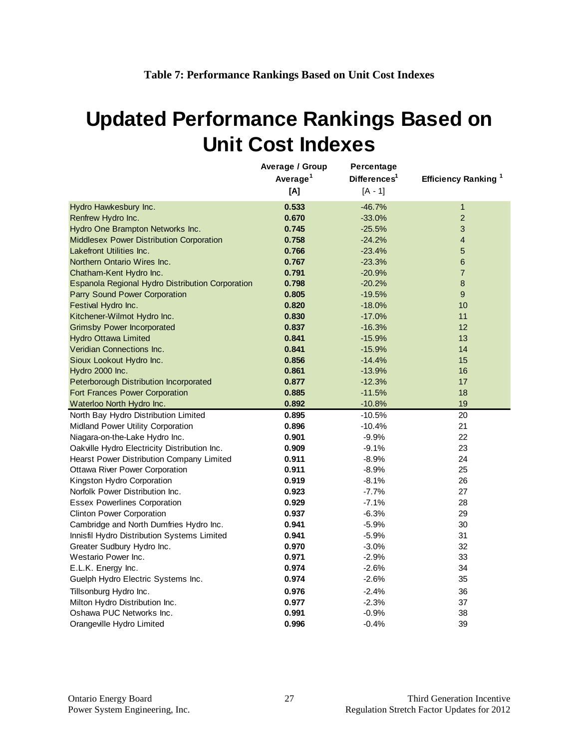**Table 7: Performance Rankings Based on Unit Cost Indexes**

# Updated Performance Rankings Based on Unit Cost Indexes

| | Average / Group Average[1] [A] | Percentage Differences[1] [A - 1] | Efficiency Ranking [1] |
|---|---|---|---|
| Hydro Hawkesbury Inc. | **0.533** | -46.7% | 1 |
| Renfrew Hydro Inc. | **0.670** | -33.0% | 2 |
| Hydro One Brampton Networks Inc. | **0.745** | -25.5% | 3 |
| Middlesex Power Distribution Corporation | **0.758** | -24.2% | 4 |
| Lakefront Utilities Inc. | **0.766** | -23.4% | 5 |
| Northern Ontario Wires Inc. | **0.767** | -23.3% | 6 |
| Chatham-Kent Hydro Inc. | **0.791** | -20.9% | 7 |
| Espanola Regional Hydro Distribution Corporation | **0.798** | -20.2% | 8 |
| Parry Sound Power Corporation | **0.805** | -19.5% | 9 |
| Festival Hydro Inc. | **0.820** | -18.0% | 10 |
| Kitchener-Wilmot Hydro Inc. | **0.830** | -17.0% | 11 |
| Grimsby Power Incorporated | **0.837** | -16.3% | 12 |
| Hydro Ottawa Limited | **0.841** | -15.9% | 13 |
| Veridian Connections Inc. | **0.841** | -15.9% | 14 |
| Sioux Lookout Hydro Inc. | **0.856** | -14.4% | 15 |
| Hydro 2000 Inc. | **0.861** | -13.9% | 16 |
| Peterborough Distribution Incorporated | **0.877** | -12.3% | 17 |
| Fort Frances Power Corporation | **0.885** | -11.5% | 18 |
| Waterloo North Hydro Inc. | **0.892** | -10.8% | 19 |
| North Bay Hydro Distribution Limited | **0.895** | -10.5% | 20 |
| Midland Power Utility Corporation | **0.896** | -10.4% | 21 |
| Niagara-on-the-Lake Hydro Inc. | **0.901** | -9.9% | 22 |
| Oakville Hydro Electricity Distribution Inc. | **0.909** | -9.1% | 23 |
| Hearst Power Distribution Company Limited | **0.911** | -8.9% | 24 |
| Ottawa River Power Corporation | **0.911** | -8.9% | 25 |
| Kingston Hydro Corporation | **0.919** | -8.1% | 26 |
| Norfolk Power Distribution Inc. | **0.923** | -7.7% | 27 |
| Essex Powerlines Corporation | **0.929** | -7.1% | 28 |
| Clinton Power Corporation | **0.937** | -6.3% | 29 |
| Cambridge and North Dumfries Hydro Inc. | **0.941** | -5.9% | 30 |
| Innisfil Hydro Distribution Systems Limited | **0.941** | -5.9% | 31 |
| Greater Sudbury Hydro Inc. | **0.970** | -3.0% | 32 |
| Westario Power Inc. | **0.971** | -2.9% | 33 |
| E.L.K. Energy Inc. | **0.974** | -2.6% | 34 |
| Guelph Hydro Electric Systems Inc. | **0.974** | -2.6% | 35 |
| Tillsonburg Hydro Inc. | **0.976** | -2.4% | 36 |
| Milton Hydro Distribution Inc. | **0.977** | -2.3% | 37 |
| Oshawa PUC Networks Inc. | **0.991** | -0.9% | 38 |
| Orangeville Hydro Limited | **0.996** | -0.4% | 39 |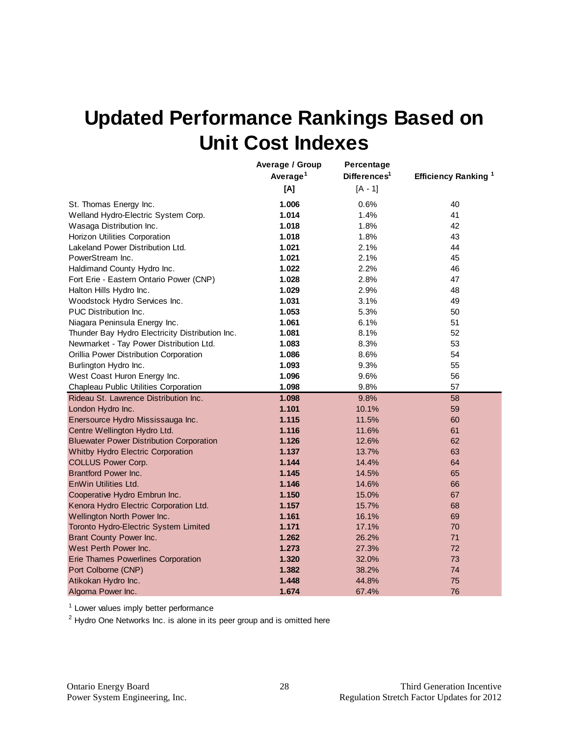# Updated Performance Rankings Based on Unit Cost Indexes

| | Average / Group Average[1] [A] | Percentage Differences[1] [A - 1] | Efficiency Ranking [1] |
|---|---|---|---|
| St. Thomas Energy Inc. | **1.006** | 0.6% | 40 |
| Welland Hydro-Electric System Corp. | **1.014** | 1.4% | 41 |
| Wasaga Distribution Inc. | **1.018** | 1.8% | 42 |
| Horizon Utilities Corporation | **1.018** | 1.8% | 43 |
| Lakeland Power Distribution Ltd. | **1.021** | 2.1% | 44 |
| PowerStream Inc. | **1.021** | 2.1% | 45 |
| Haldimand County Hydro Inc. | **1.022** | 2.2% | 46 |
| Fort Erie - Eastern Ontario Power (CNP) | **1.028** | 2.8% | 47 |
| Halton Hills Hydro Inc. | **1.029** | 2.9% | 48 |
| Woodstock Hydro Services Inc. | **1.031** | 3.1% | 49 |
| PUC Distribution Inc. | **1.053** | 5.3% | 50 |
| Niagara Peninsula Energy Inc. | **1.061** | 6.1% | 51 |
| Thunder Bay Hydro Electricity Distribution Inc. | **1.081** | 8.1% | 52 |
| Newmarket - Tay Power Distribution Ltd. | **1.083** | 8.3% | 53 |
| Orillia Power Distribution Corporation | **1.086** | 8.6% | 54 |
| Burlington Hydro Inc. | **1.093** | 9.3% | 55 |
| West Coast Huron Energy Inc. | **1.096** | 9.6% | 56 |
| Chapleau Public Utilities Corporation | **1.098** | 9.8% | 57 |
| Rideau St. Lawrence Distribution Inc. | **1.098** | 9.8% | 58 |
| London Hydro Inc. | **1.101** | 10.1% | 59 |
| Enersource Hydro Mississauga Inc. | **1.115** | 11.5% | 60 |
| Centre Wellington Hydro Ltd. | **1.116** | 11.6% | 61 |
| Bluewater Power Distribution Corporation | **1.126** | 12.6% | 62 |
| Whitby Hydro Electric Corporation | **1.137** | 13.7% | 63 |
| COLLUS Power Corp. | **1.144** | 14.4% | 64 |
| Brantford Power Inc. | **1.145** | 14.5% | 65 |
| EnWin Utilities Ltd. | **1.146** | 14.6% | 66 |
| Cooperative Hydro Embrun Inc. | **1.150** | 15.0% | 67 |
| Kenora Hydro Electric Corporation Ltd. | **1.157** | 15.7% | 68 |
| Wellington North Power Inc. | **1.161** | 16.1% | 69 |
| Toronto Hydro-Electric System Limited | **1.171** | 17.1% | 70 |
| Brant County Power Inc. | **1.262** | 26.2% | 71 |
| West Perth Power Inc. | **1.273** | 27.3% | 72 |
| Erie Thames Powerlines Corporation | **1.320** | 32.0% | 73 |
| Port Colborne (CNP) | **1.382** | 38.2% | 74 |
| Atikokan Hydro Inc. | **1.448** | 44.8% | 75 |
| Algoma Power Inc. | **1.674** | 67.4% | 76 |

[1] Lower values imply better performance

[2] Hydro One Networks Inc. is alone in its peer group and is omitted here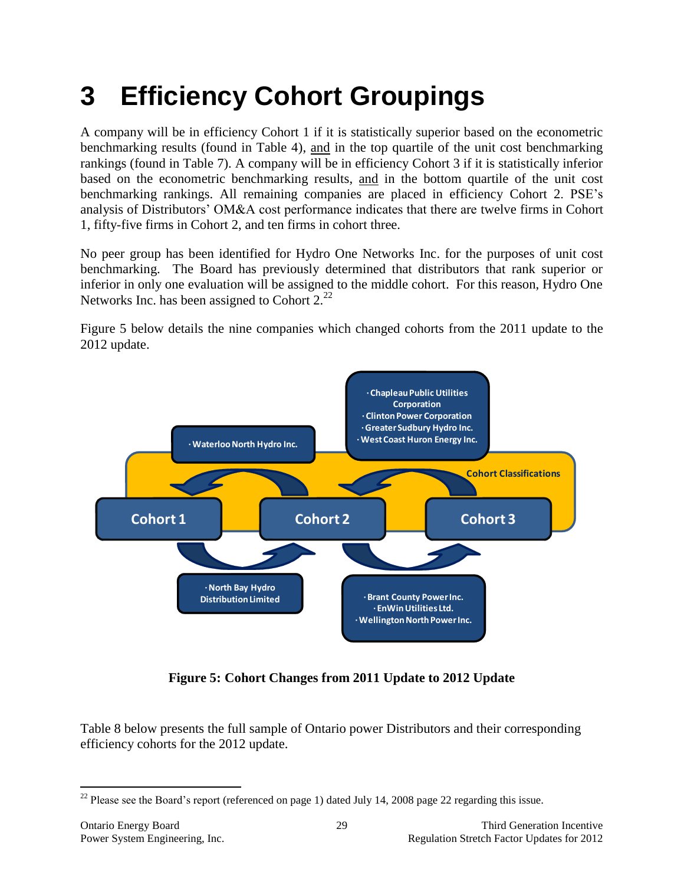# 3 Efficiency Cohort Groupings

A company will be in efficiency Cohort 1 if it is statistically superior based on the econometric benchmarking results (found in Table 4), and in the top quartile of the unit cost benchmarking rankings (found in Table 7). A company will be in efficiency Cohort 3 if it is statistically inferior based on the econometric benchmarking results, and in the bottom quartile of the unit cost benchmarking rankings. All remaining companies are placed in efficiency Cohort 2. PSE's analysis of Distributors' OM&A cost performance indicates that there are twelve firms in Cohort 1, fifty-five firms in Cohort 2, and ten firms in cohort three.

No peer group has been identified for Hydro One Networks Inc. for the purposes of unit cost benchmarking. The Board has previously determined that distributors that rank superior or inferior in only one evaluation will be assigned to the middle cohort. For this reason, Hydro One Networks Inc. has been assigned to Cohort 2.[22]

Figure 5 below details the nine companies which changed cohorts from the 2011 update to the 2012 update.

Cohort Classifications

- Cohort 2 → Cohort 1: Waterloo North Hydro Inc.
- Cohort 3 → Cohort 2: Chapleau Public Utilities Corporation; Clinton Power Corporation; Greater Sudbury Hydro Inc.; West Coast Huron Energy Inc.
- Cohort 1 → Cohort 2: North Bay Hydro Distribution Limited
- Cohort 2 → Cohort 3: Brant County Power Inc.; EnWin Utilities Ltd.; Wellington North Power Inc.

**Figure 5: Cohort Changes from 2011 Update to 2012 Update**

Table 8 below presents the full sample of Ontario power Distributors and their corresponding efficiency cohorts for the 2012 update.

[22] Please see the Board's report (referenced on page 1) dated July 14, 2008 page 22 regarding this issue.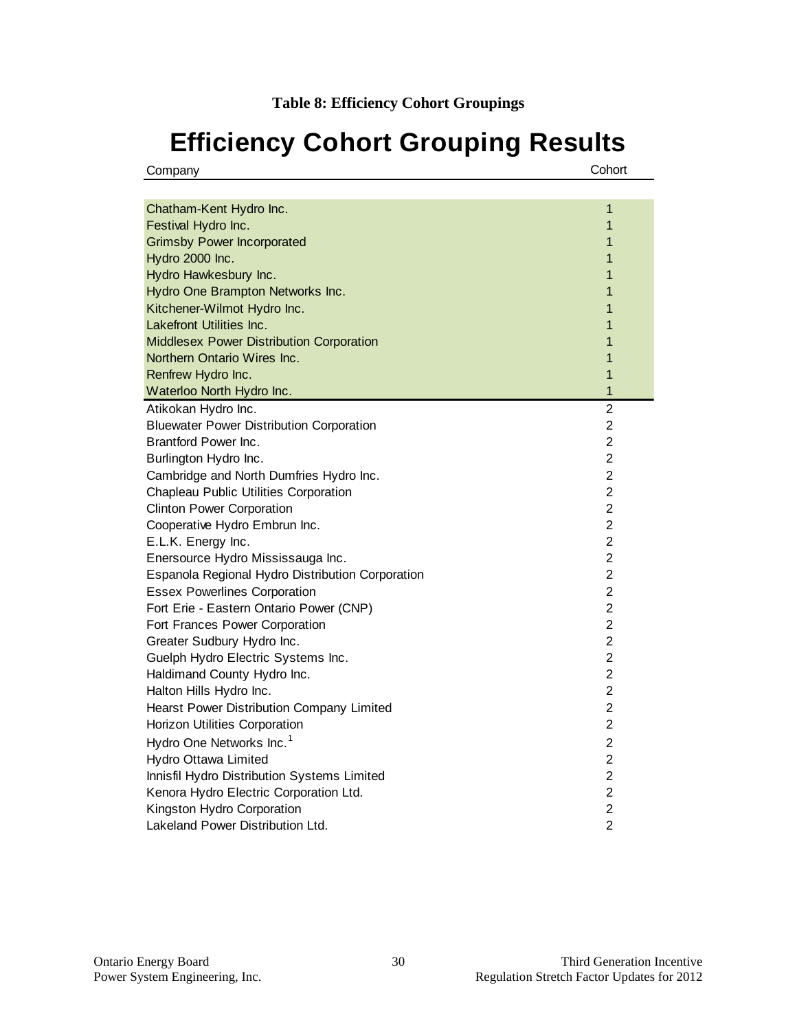**Table 8: Efficiency Cohort Groupings**

# Efficiency Cohort Grouping Results

| Company | Cohort |
|---|---|
| Chatham-Kent Hydro Inc. | 1 |
| Festival Hydro Inc. | 1 |
| Grimsby Power Incorporated | 1 |
| Hydro 2000 Inc. | 1 |
| Hydro Hawkesbury Inc. | 1 |
| Hydro One Brampton Networks Inc. | 1 |
| Kitchener-Wilmot Hydro Inc. | 1 |
| Lakefront Utilities Inc. | 1 |
| Middlesex Power Distribution Corporation | 1 |
| Northern Ontario Wires Inc. | 1 |
| Renfrew Hydro Inc. | 1 |
| Waterloo North Hydro Inc. | 1 |
| Atikokan Hydro Inc. | 2 |
| Bluewater Power Distribution Corporation | 2 |
| Brantford Power Inc. | 2 |
| Burlington Hydro Inc. | 2 |
| Cambridge and North Dumfries Hydro Inc. | 2 |
| Chapleau Public Utilities Corporation | 2 |
| Clinton Power Corporation | 2 |
| Cooperative Hydro Embrun Inc. | 2 |
| E.L.K. Energy Inc. | 2 |
| Enersource Hydro Mississauga Inc. | 2 |
| Espanola Regional Hydro Distribution Corporation | 2 |
| Essex Powerlines Corporation | 2 |
| Fort Erie - Eastern Ontario Power (CNP) | 2 |
| Fort Frances Power Corporation | 2 |
| Greater Sudbury Hydro Inc. | 2 |
| Guelph Hydro Electric Systems Inc. | 2 |
| Haldimand County Hydro Inc. | 2 |
| Halton Hills Hydro Inc. | 2 |
| Hearst Power Distribution Company Limited | 2 |
| Horizon Utilities Corporation | 2 |
| Hydro One Networks Inc.[1] | 2 |
| Hydro Ottawa Limited | 2 |
| Innisfil Hydro Distribution Systems Limited | 2 |
| Kenora Hydro Electric Corporation Ltd. | 2 |
| Kingston Hydro Corporation | 2 |
| Lakeland Power Distribution Ltd. | 2 |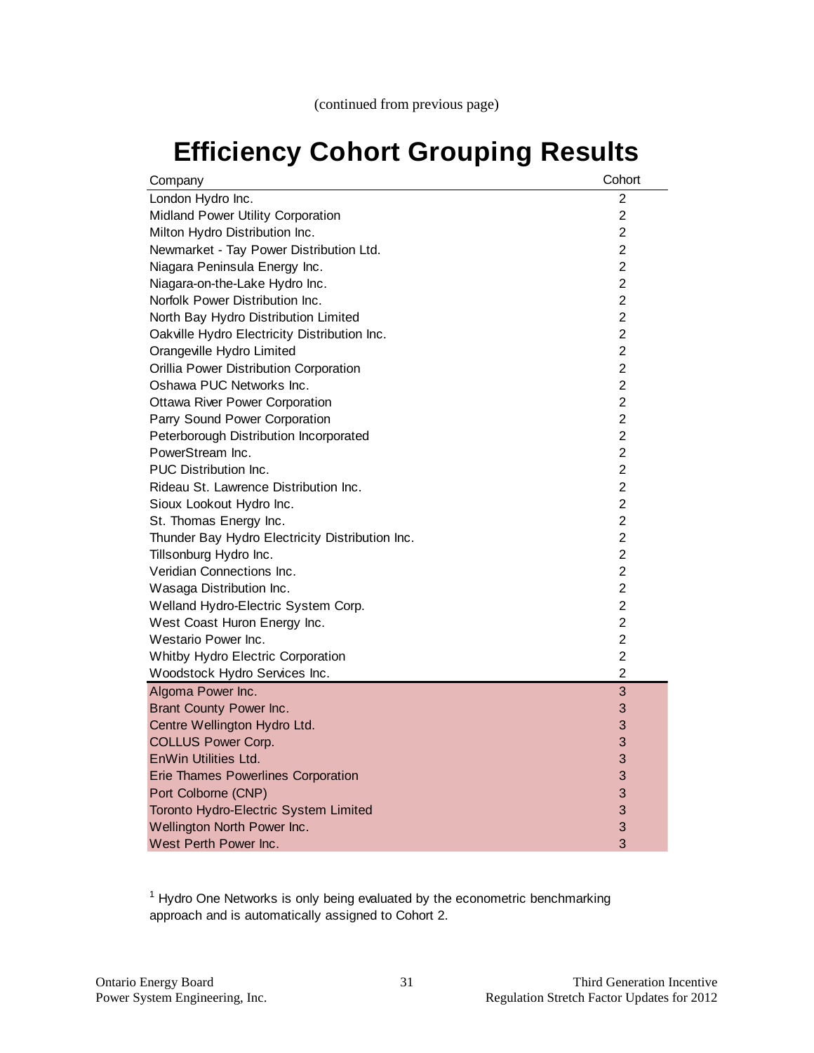(continued from previous page)

# Efficiency Cohort Grouping Results

| Company | Cohort |
|---|---|
| London Hydro Inc. | 2 |
| Midland Power Utility Corporation | 2 |
| Milton Hydro Distribution Inc. | 2 |
| Newmarket - Tay Power Distribution Ltd. | 2 |
| Niagara Peninsula Energy Inc. | 2 |
| Niagara-on-the-Lake Hydro Inc. | 2 |
| Norfolk Power Distribution Inc. | 2 |
| North Bay Hydro Distribution Limited | 2 |
| Oakville Hydro Electricity Distribution Inc. | 2 |
| Orangeville Hydro Limited | 2 |
| Orillia Power Distribution Corporation | 2 |
| Oshawa PUC Networks Inc. | 2 |
| Ottawa River Power Corporation | 2 |
| Parry Sound Power Corporation | 2 |
| Peterborough Distribution Incorporated | 2 |
| PowerStream Inc. | 2 |
| PUC Distribution Inc. | 2 |
| Rideau St. Lawrence Distribution Inc. | 2 |
| Sioux Lookout Hydro Inc. | 2 |
| St. Thomas Energy Inc. | 2 |
| Thunder Bay Hydro Electricity Distribution Inc. | 2 |
| Tillsonburg Hydro Inc. | 2 |
| Veridian Connections Inc. | 2 |
| Wasaga Distribution Inc. | 2 |
| Welland Hydro-Electric System Corp. | 2 |
| West Coast Huron Energy Inc. | 2 |
| Westario Power Inc. | 2 |
| Whitby Hydro Electric Corporation | 2 |
| Woodstock Hydro Services Inc. | 2 |
| Algoma Power Inc. | 3 |
| Brant County Power Inc. | 3 |
| Centre Wellington Hydro Ltd. | 3 |
| COLLUS Power Corp. | 3 |
| EnWin Utilities Ltd. | 3 |
| Erie Thames Powerlines Corporation | 3 |
| Port Colborne (CNP) | 3 |
| Toronto Hydro-Electric System Limited | 3 |
| Wellington North Power Inc. | 3 |
| West Perth Power Inc. | 3 |

[1] Hydro One Networks is only being evaluated by the econometric benchmarking approach and is automatically assigned to Cohort 2.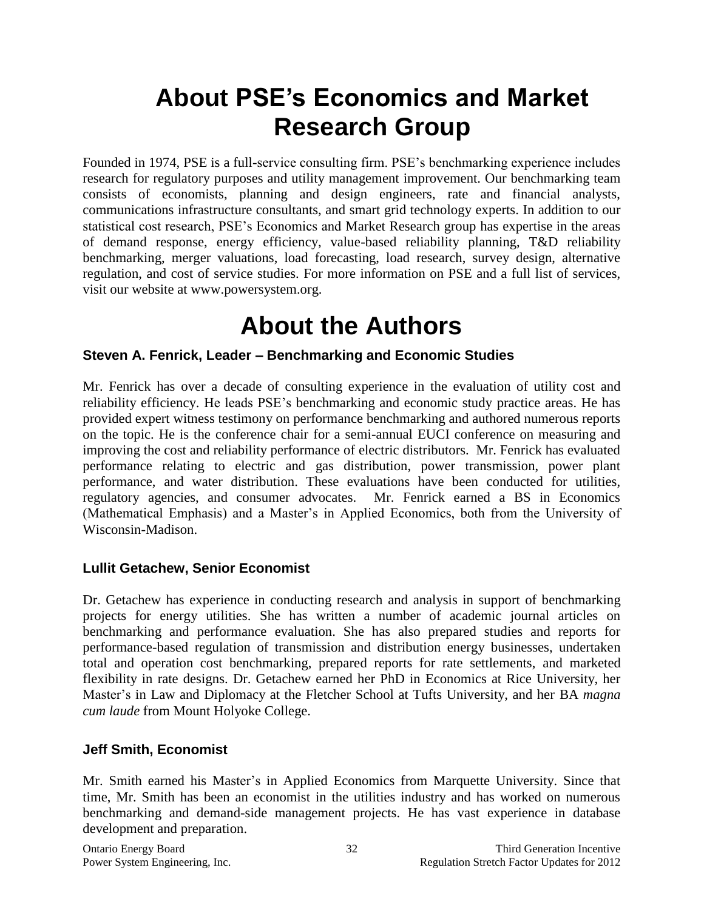# About PSE's Economics and Market Research Group

Founded in 1974, PSE is a full-service consulting firm. PSE's benchmarking experience includes research for regulatory purposes and utility management improvement. Our benchmarking team consists of economists, planning and design engineers, rate and financial analysts, communications infrastructure consultants, and smart grid technology experts. In addition to our statistical cost research, PSE's Economics and Market Research group has expertise in the areas of demand response, energy efficiency, value-based reliability planning, T&D reliability benchmarking, merger valuations, load forecasting, load research, survey design, alternative regulation, and cost of service studies. For more information on PSE and a full list of services, visit our website at www.powersystem.org.

# About the Authors

### Steven A. Fenrick, Leader – Benchmarking and Economic Studies

Mr. Fenrick has over a decade of consulting experience in the evaluation of utility cost and reliability efficiency. He leads PSE's benchmarking and economic study practice areas. He has provided expert witness testimony on performance benchmarking and authored numerous reports on the topic. He is the conference chair for a semi-annual EUCI conference on measuring and improving the cost and reliability performance of electric distributors. Mr. Fenrick has evaluated performance relating to electric and gas distribution, power transmission, power plant performance, and water distribution. These evaluations have been conducted for utilities, regulatory agencies, and consumer advocates. Mr. Fenrick earned a BS in Economics (Mathematical Emphasis) and a Master's in Applied Economics, both from the University of Wisconsin-Madison.

### Lullit Getachew, Senior Economist

Dr. Getachew has experience in conducting research and analysis in support of benchmarking projects for energy utilities. She has written a number of academic journal articles on benchmarking and performance evaluation. She has also prepared studies and reports for performance-based regulation of transmission and distribution energy businesses, undertaken total and operation cost benchmarking, prepared reports for rate settlements, and marketed flexibility in rate designs. Dr. Getachew earned her PhD in Economics at Rice University, her Master's in Law and Diplomacy at the Fletcher School at Tufts University, and her BA *magna cum laude* from Mount Holyoke College.

### Jeff Smith, Economist

Mr. Smith earned his Master's in Applied Economics from Marquette University. Since that time, Mr. Smith has been an economist in the utilities industry and has worked on numerous benchmarking and demand-side management projects. He has vast experience in database development and preparation.